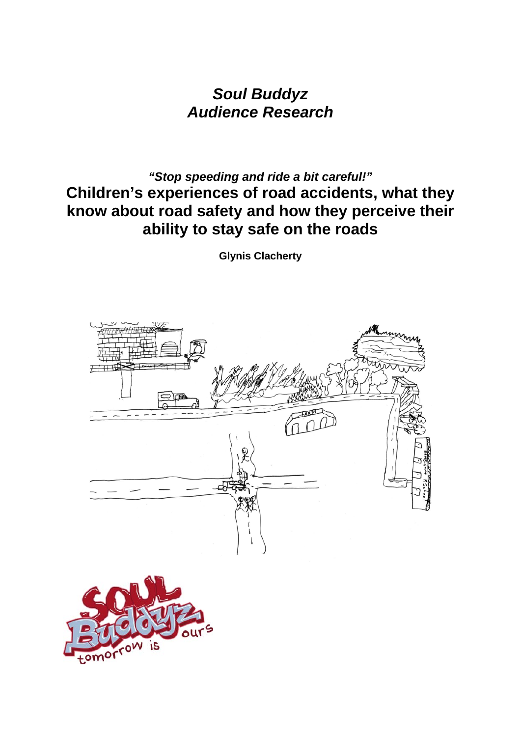# *Soul Buddyz*
# *Audience Research*

***"Stop speeding and ride a bit careful!"***

## Children's experiences of road accidents, what they know about road safety and how they perceive their ability to stay safe on the roads

**Glynis Clacherty**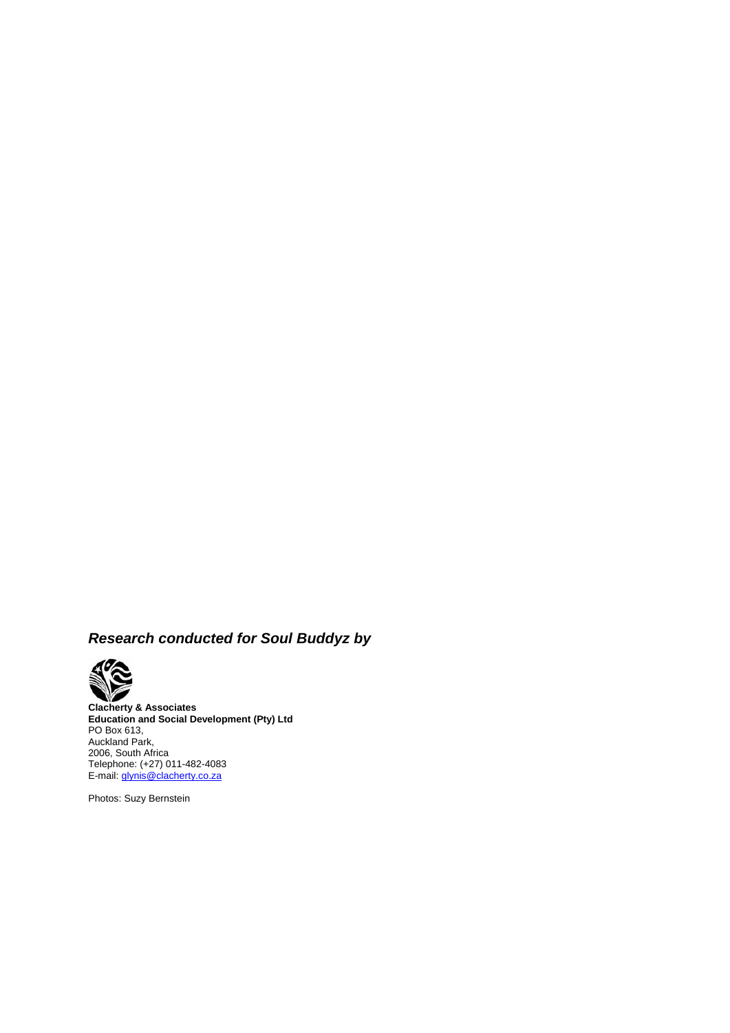***Research conducted for Soul Buddyz by***

**Clacherty & Associates**
**Education and Social Development (Pty) Ltd**
PO Box 613,
Auckland Park,
2006, South Africa
Telephone: (+27) 011-482-4083
E-mail: glynis@clacherty.co.za

Photos: Suzy Bernstein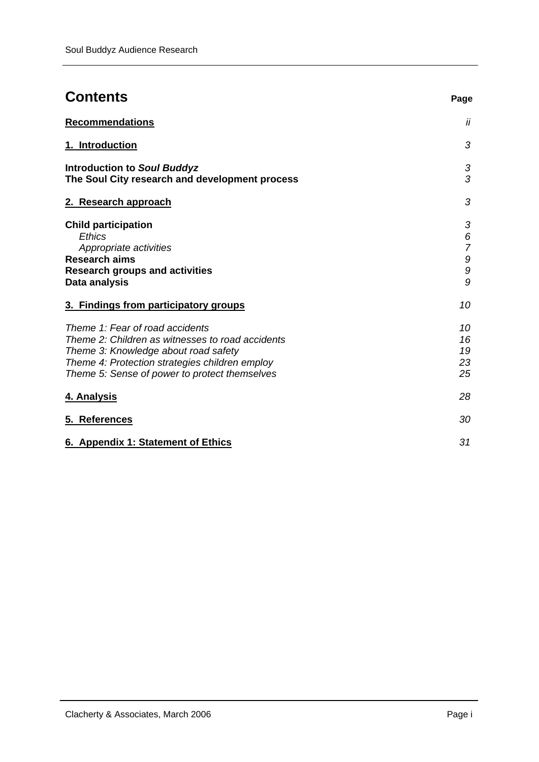# Contents

| | Page |
|---|---|
| **Recommendations** | *ii* |
| **1. Introduction** | *3* |
| **Introduction to *Soul Buddyz*** | *3* |
| **The Soul City research and development process** | *3* |
| **2. Research approach** | *3* |
| **Child participation** | *3* |
| *Ethics* | *6* |
| *Appropriate activities* | *7* |
| **Research aims** | *9* |
| **Research groups and activities** | *9* |
| **Data analysis** | *9* |
| **3. Findings from participatory groups** | *10* |
| *Theme 1: Fear of road accidents* | *10* |
| *Theme 2: Children as witnesses to road accidents* | *16* |
| *Theme 3: Knowledge about road safety* | *19* |
| *Theme 4: Protection strategies children employ* | *23* |
| *Theme 5: Sense of power to protect themselves* | *25* |
| **4. Analysis** | *28* |
| **5. References** | *30* |
| **6. Appendix 1: Statement of Ethics** | *31* |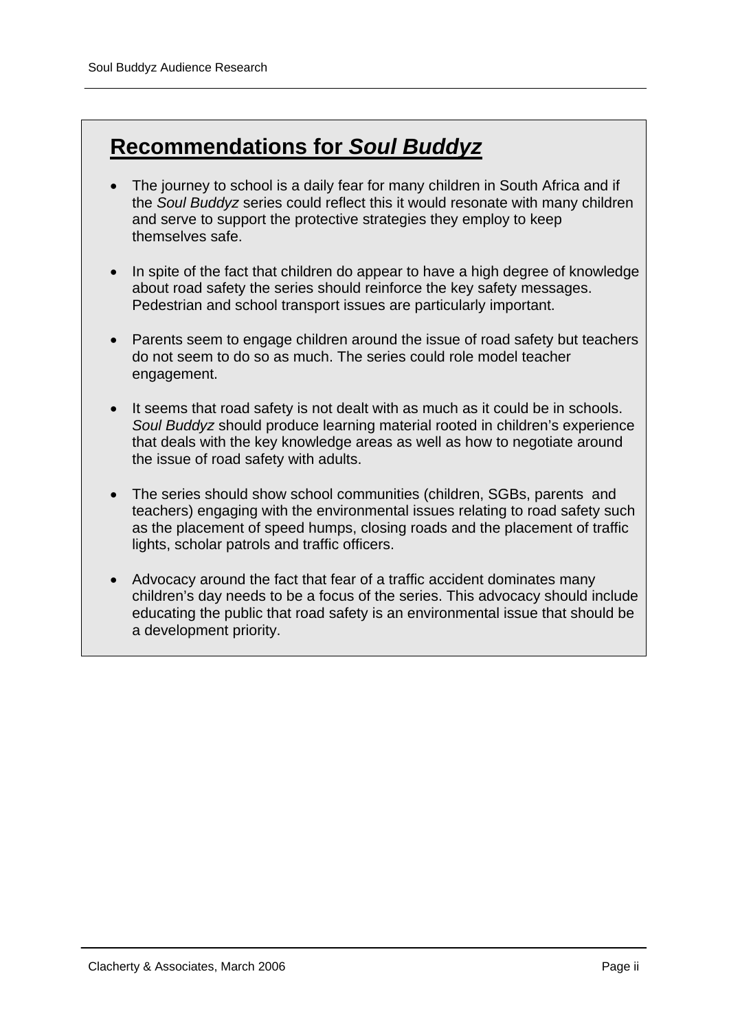## Recommendations for *Soul Buddyz*

- The journey to school is a daily fear for many children in South Africa and if the *Soul Buddyz* series could reflect this it would resonate with many children and serve to support the protective strategies they employ to keep themselves safe.

- In spite of the fact that children do appear to have a high degree of knowledge about road safety the series should reinforce the key safety messages. Pedestrian and school transport issues are particularly important.

- Parents seem to engage children around the issue of road safety but teachers do not seem to do so as much. The series could role model teacher engagement.

- It seems that road safety is not dealt with as much as it could be in schools. *Soul Buddyz* should produce learning material rooted in children's experience that deals with the key knowledge areas as well as how to negotiate around the issue of road safety with adults.

- The series should show school communities (children, SGBs, parents and teachers) engaging with the environmental issues relating to road safety such as the placement of speed humps, closing roads and the placement of traffic lights, scholar patrols and traffic officers.

- Advocacy around the fact that fear of a traffic accident dominates many children's day needs to be a focus of the series. This advocacy should include educating the public that road safety is an environmental issue that should be a development priority.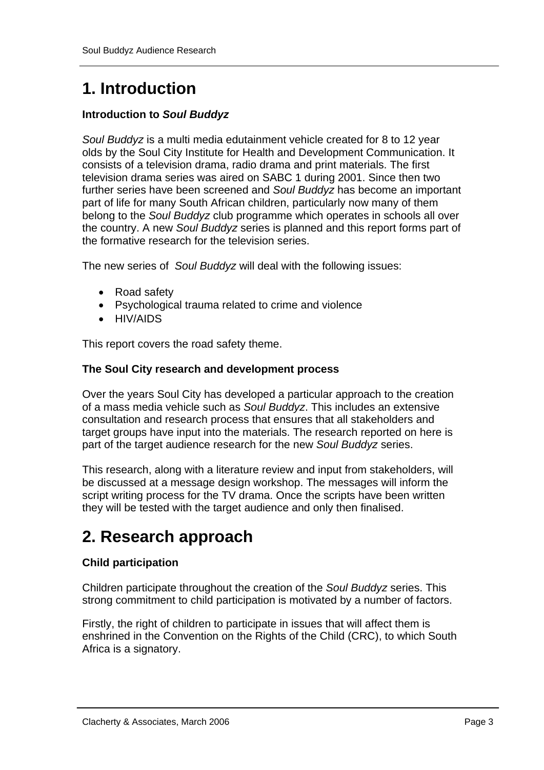# 1. Introduction

**Introduction to *Soul Buddyz***

*Soul Buddyz* is a multi media edutainment vehicle created for 8 to 12 year olds by the Soul City Institute for Health and Development Communication. It consists of a television drama, radio drama and print materials. The first television drama series was aired on SABC 1 during 2001. Since then two further series have been screened and *Soul Buddyz* has become an important part of life for many South African children, particularly now many of them belong to the *Soul Buddyz* club programme which operates in schools all over the country. A new *Soul Buddyz* series is planned and this report forms part of the formative research for the television series.

The new series of *Soul Buddyz* will deal with the following issues:

- Road safety
- Psychological trauma related to crime and violence
- HIV/AIDS

This report covers the road safety theme.

**The Soul City research and development process**

Over the years Soul City has developed a particular approach to the creation of a mass media vehicle such as *Soul Buddyz*. This includes an extensive consultation and research process that ensures that all stakeholders and target groups have input into the materials. The research reported on here is part of the target audience research for the new *Soul Buddyz* series.

This research, along with a literature review and input from stakeholders, will be discussed at a message design workshop. The messages will inform the script writing process for the TV drama. Once the scripts have been written they will be tested with the target audience and only then finalised.

# 2. Research approach

**Child participation**

Children participate throughout the creation of the *Soul Buddyz* series. This strong commitment to child participation is motivated by a number of factors.

Firstly, the right of children to participate in issues that will affect them is enshrined in the Convention on the Rights of the Child (CRC), to which South Africa is a signatory.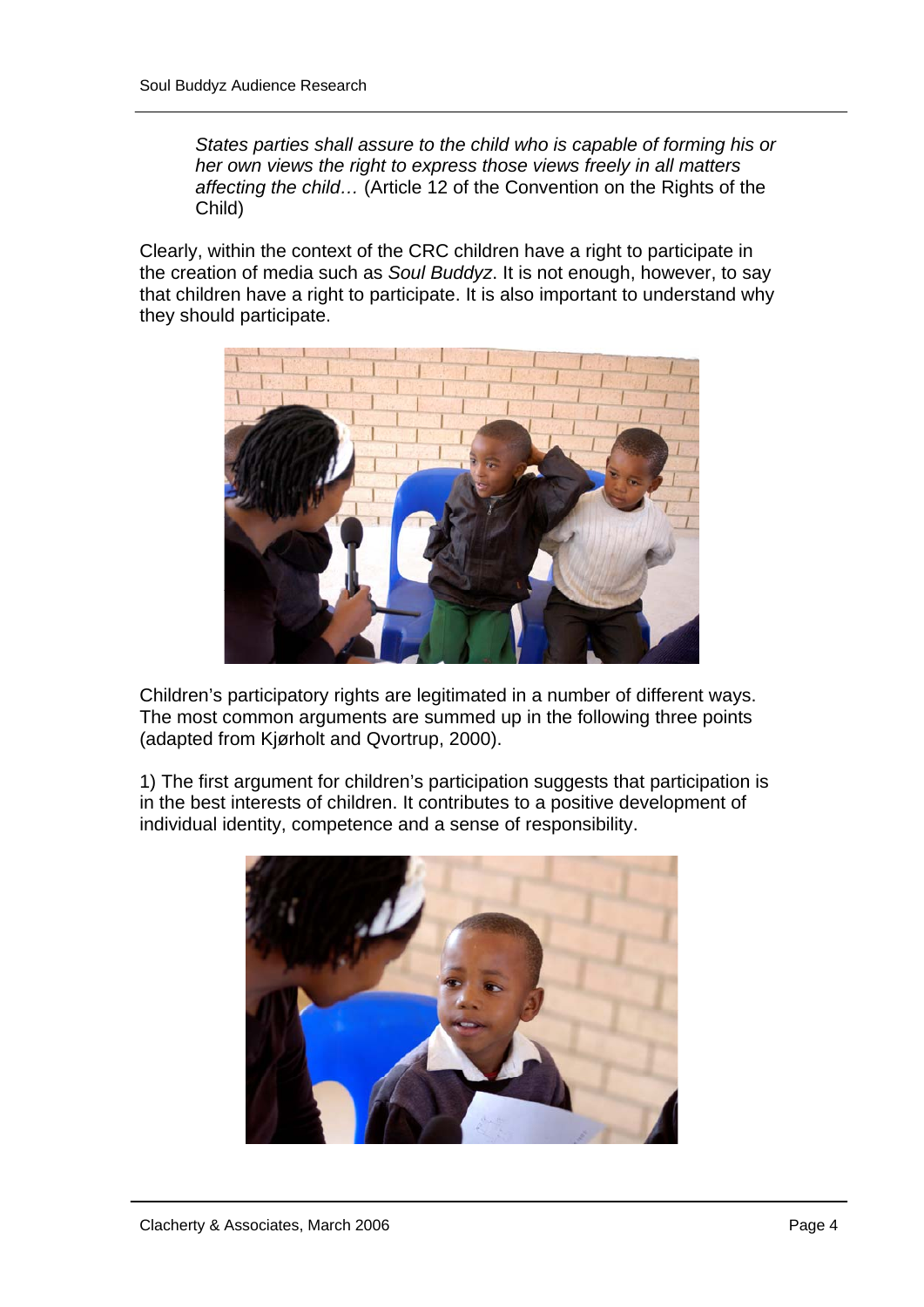> *States parties shall assure to the child who is capable of forming his or her own views the right to express those views freely in all matters affecting the child…* (Article 12 of the Convention on the Rights of the Child)

Clearly, within the context of the CRC children have a right to participate in the creation of media such as *Soul Buddyz*. It is not enough, however, to say that children have a right to participate. It is also important to understand why they should participate.

Children's participatory rights are legitimated in a number of different ways. The most common arguments are summed up in the following three points (adapted from Kjørholt and Qvortrup, 2000).

1) The first argument for children's participation suggests that participation is in the best interests of children. It contributes to a positive development of individual identity, competence and a sense of responsibility.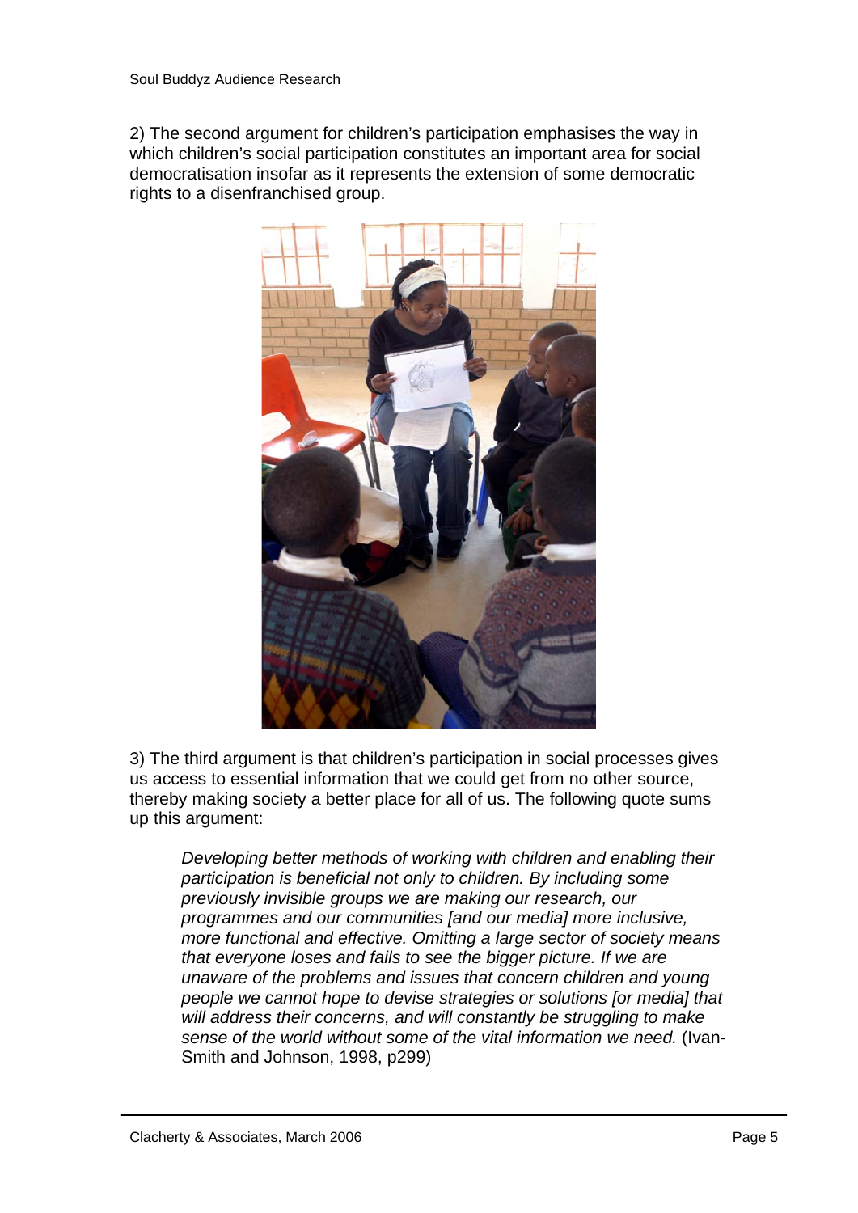2) The second argument for children's participation emphasises the way in which children's social participation constitutes an important area for social democratisation insofar as it represents the extension of some democratic rights to a disenfranchised group.

3) The third argument is that children's participation in social processes gives us access to essential information that we could get from no other source, thereby making society a better place for all of us. The following quote sums up this argument:

> *Developing better methods of working with children and enabling their participation is beneficial not only to children. By including some previously invisible groups we are making our research, our programmes and our communities [and our media] more inclusive, more functional and effective. Omitting a large sector of society means that everyone loses and fails to see the bigger picture. If we are unaware of the problems and issues that concern children and young people we cannot hope to devise strategies or solutions [or media] that will address their concerns, and will constantly be struggling to make sense of the world without some of the vital information we need.* (Ivan-Smith and Johnson, 1998, p299)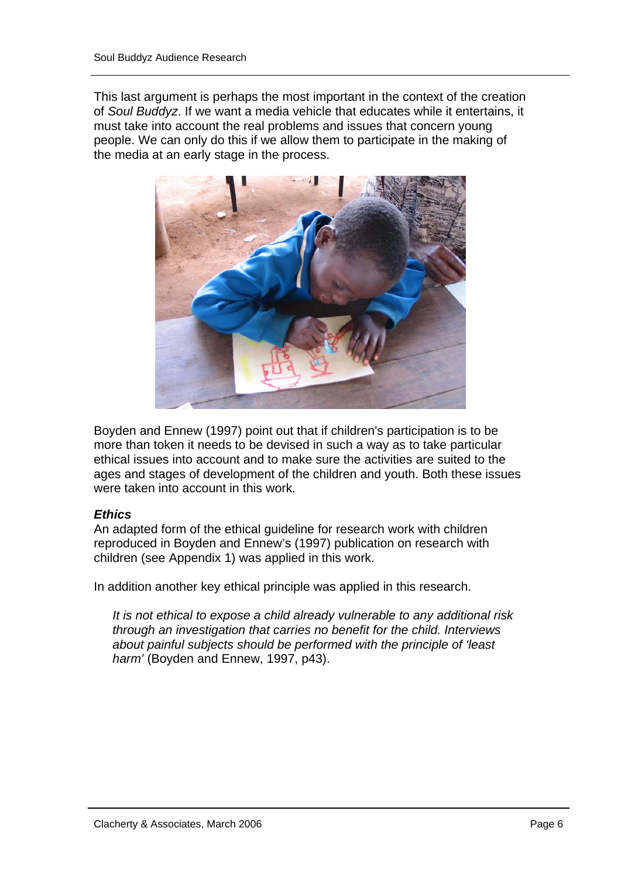This last argument is perhaps the most important in the context of the creation of *Soul Buddyz*. If we want a media vehicle that educates while it entertains, it must take into account the real problems and issues that concern young people. We can only do this if we allow them to participate in the making of the media at an early stage in the process.

Boyden and Ennew (1997) point out that if children's participation is to be more than token it needs to be devised in such a way as to take particular ethical issues into account and to make sure the activities are suited to the ages and stages of development of the children and youth. Both these issues were taken into account in this work.

***Ethics***

An adapted form of the ethical guideline for research work with children reproduced in Boyden and Ennew's (1997) publication on research with children (see Appendix 1) was applied in this work.

In addition another key ethical principle was applied in this research.

> *It is not ethical to expose a child already vulnerable to any additional risk through an investigation that carries no benefit for the child. Interviews about painful subjects should be performed with the principle of 'least harm'* (Boyden and Ennew, 1997, p43).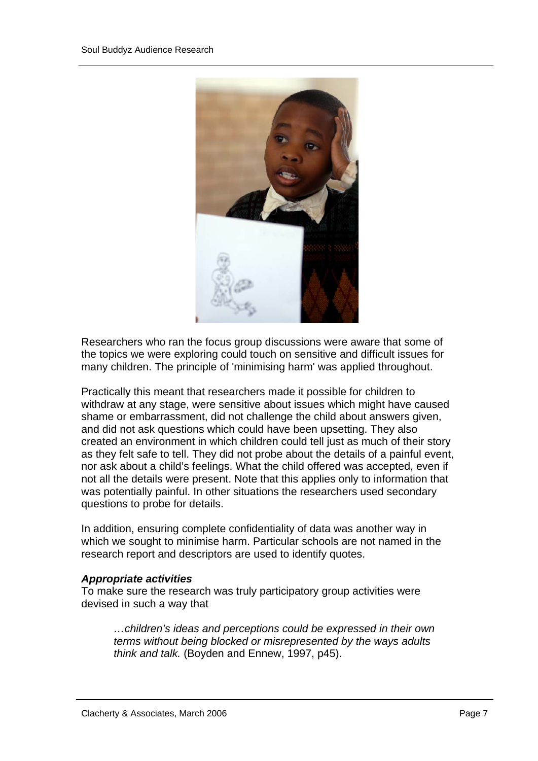Researchers who ran the focus group discussions were aware that some of the topics we were exploring could touch on sensitive and difficult issues for many children. The principle of 'minimising harm' was applied throughout.

Practically this meant that researchers made it possible for children to withdraw at any stage, were sensitive about issues which might have caused shame or embarrassment, did not challenge the child about answers given, and did not ask questions which could have been upsetting. They also created an environment in which children could tell just as much of their story as they felt safe to tell. They did not probe about the details of a painful event, nor ask about a child's feelings. What the child offered was accepted, even if not all the details were present. Note that this applies only to information that was potentially painful. In other situations the researchers used secondary questions to probe for details.

In addition, ensuring complete confidentiality of data was another way in which we sought to minimise harm. Particular schools are not named in the research report and descriptors are used to identify quotes.

***Appropriate activities***

To make sure the research was truly participatory group activities were devised in such a way that

> *…children's ideas and perceptions could be expressed in their own terms without being blocked or misrepresented by the ways adults think and talk.* (Boyden and Ennew, 1997, p45).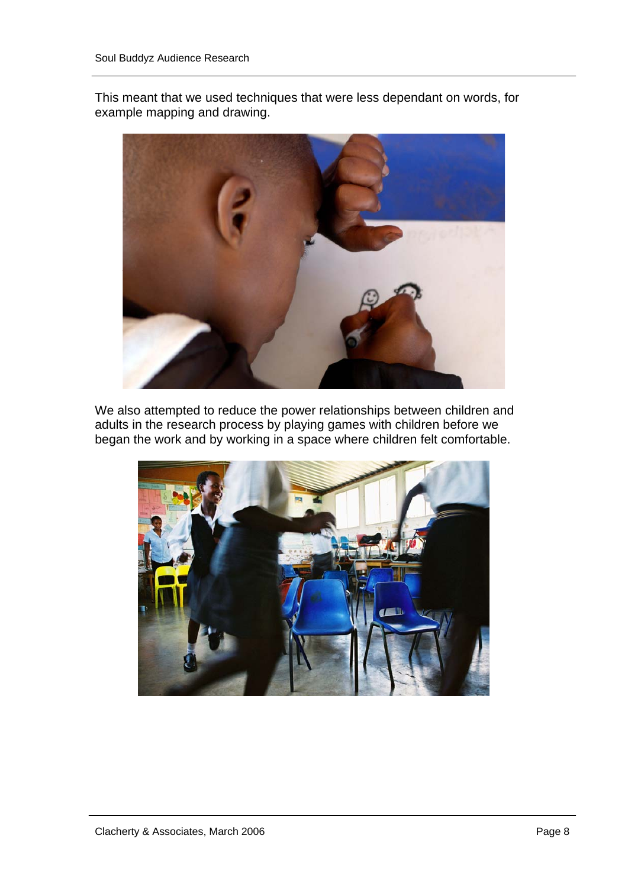This meant that we used techniques that were less dependant on words, for example mapping and drawing.

We also attempted to reduce the power relationships between children and adults in the research process by playing games with children before we began the work and by working in a space where children felt comfortable.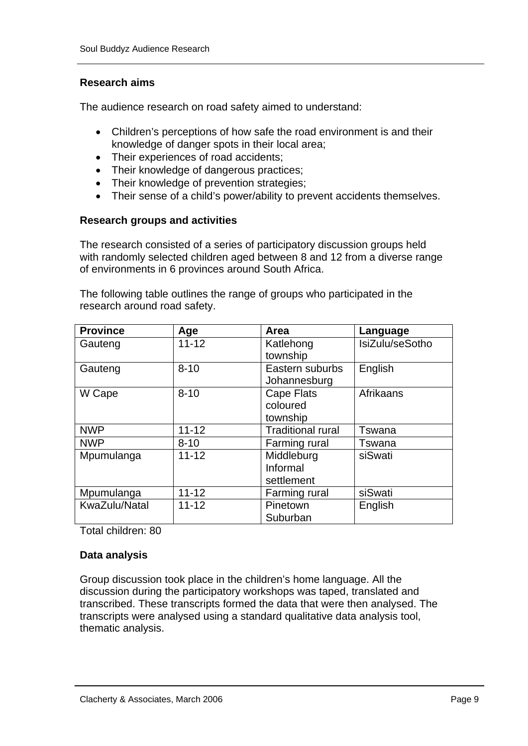**Research aims**

The audience research on road safety aimed to understand:

- Children's perceptions of how safe the road environment is and their knowledge of danger spots in their local area;
- Their experiences of road accidents;
- Their knowledge of dangerous practices;
- Their knowledge of prevention strategies;
- Their sense of a child's power/ability to prevent accidents themselves.

**Research groups and activities**

The research consisted of a series of participatory discussion groups held with randomly selected children aged between 8 and 12 from a diverse range of environments in 6 provinces around South Africa.

The following table outlines the range of groups who participated in the research around road safety.

| Province | Age | Area | Language |
|---|---|---|---|
| Gauteng | 11-12 | Katlehong township | IsiZulu/seSotho |
| Gauteng | 8-10 | Eastern suburbs Johannesburg | English |
| W Cape | 8-10 | Cape Flats coloured township | Afrikaans |
| NWP | 11-12 | Traditional rural | Tswana |
| NWP | 8-10 | Farming rural | Tswana |
| Mpumulanga | 11-12 | Middleburg Informal settlement | siSwati |
| Mpumulanga | 11-12 | Farming rural | siSwati |
| KwaZulu/Natal | 11-12 | Pinetown Suburban | English |

Total children: 80

**Data analysis**

Group discussion took place in the children's home language. All the discussion during the participatory workshops was taped, translated and transcribed. These transcripts formed the data that were then analysed. The transcripts were analysed using a standard qualitative data analysis tool, thematic analysis.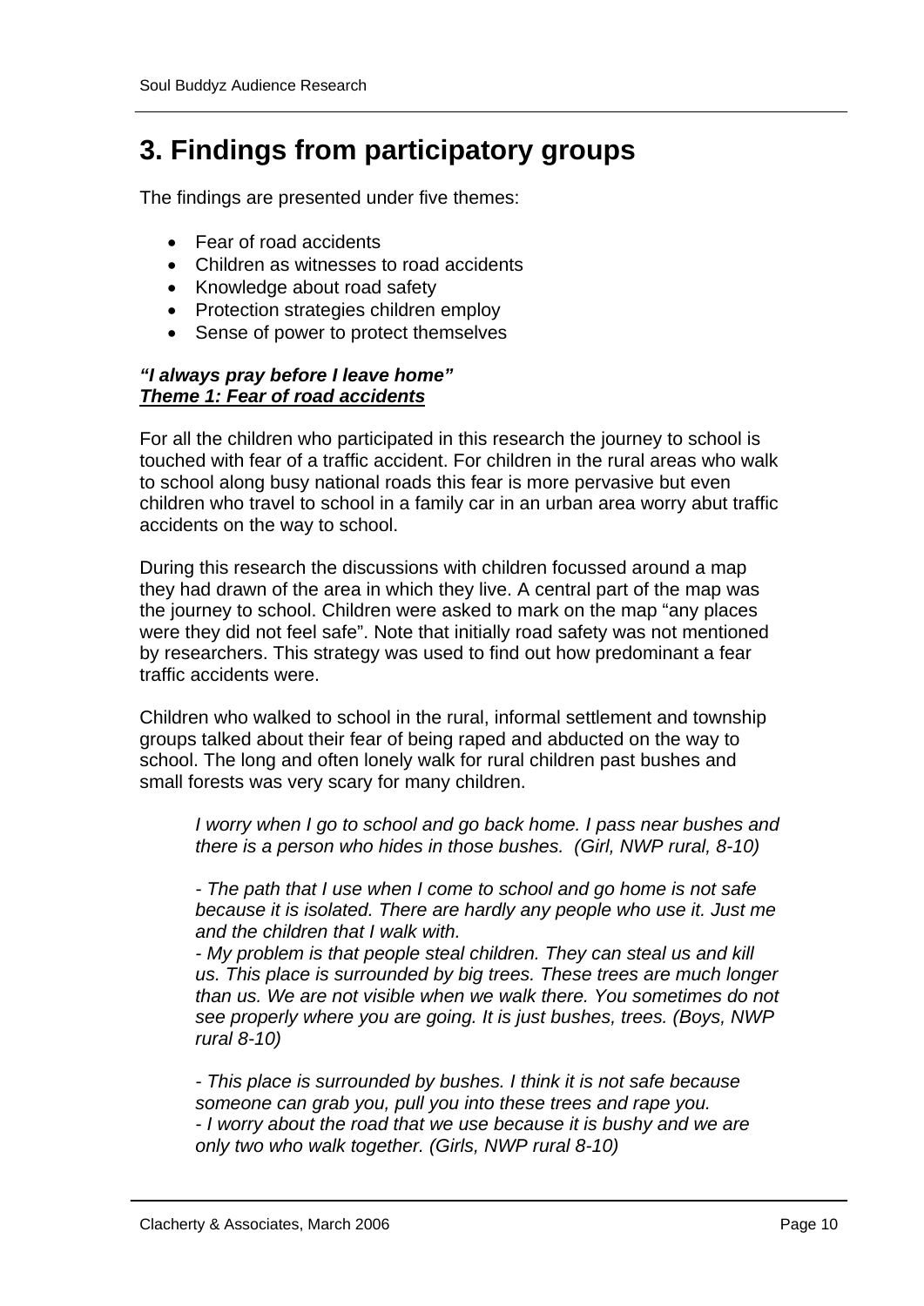# 3. Findings from participatory groups

The findings are presented under five themes:

- Fear of road accidents
- Children as witnesses to road accidents
- Knowledge about road safety
- Protection strategies children employ
- Sense of power to protect themselves

***"I always pray before I leave home"***
***<u>Theme 1: Fear of road accidents</u>***

For all the children who participated in this research the journey to school is touched with fear of a traffic accident. For children in the rural areas who walk to school along busy national roads this fear is more pervasive but even children who travel to school in a family car in an urban area worry abut traffic accidents on the way to school.

During this research the discussions with children focussed around a map they had drawn of the area in which they live. A central part of the map was the journey to school. Children were asked to mark on the map "any places were they did not feel safe". Note that initially road safety was not mentioned by researchers. This strategy was used to find out how predominant a fear traffic accidents were.

Children who walked to school in the rural, informal settlement and township groups talked about their fear of being raped and abducted on the way to school. The long and often lonely walk for rural children past bushes and small forests was very scary for many children.

> *I worry when I go to school and go back home. I pass near bushes and there is a person who hides in those bushes. (Girl, NWP rural, 8-10)*

> *- The path that I use when I come to school and go home is not safe because it is isolated. There are hardly any people who use it. Just me and the children that I walk with.*
> *- My problem is that people steal children. They can steal us and kill us. This place is surrounded by big trees. These trees are much longer than us. We are not visible when we walk there. You sometimes do not see properly where you are going. It is just bushes, trees. (Boys, NWP rural 8-10)*

> *- This place is surrounded by bushes. I think it is not safe because someone can grab you, pull you into these trees and rape you.*
> *- I worry about the road that we use because it is bushy and we are only two who walk together. (Girls, NWP rural 8-10)*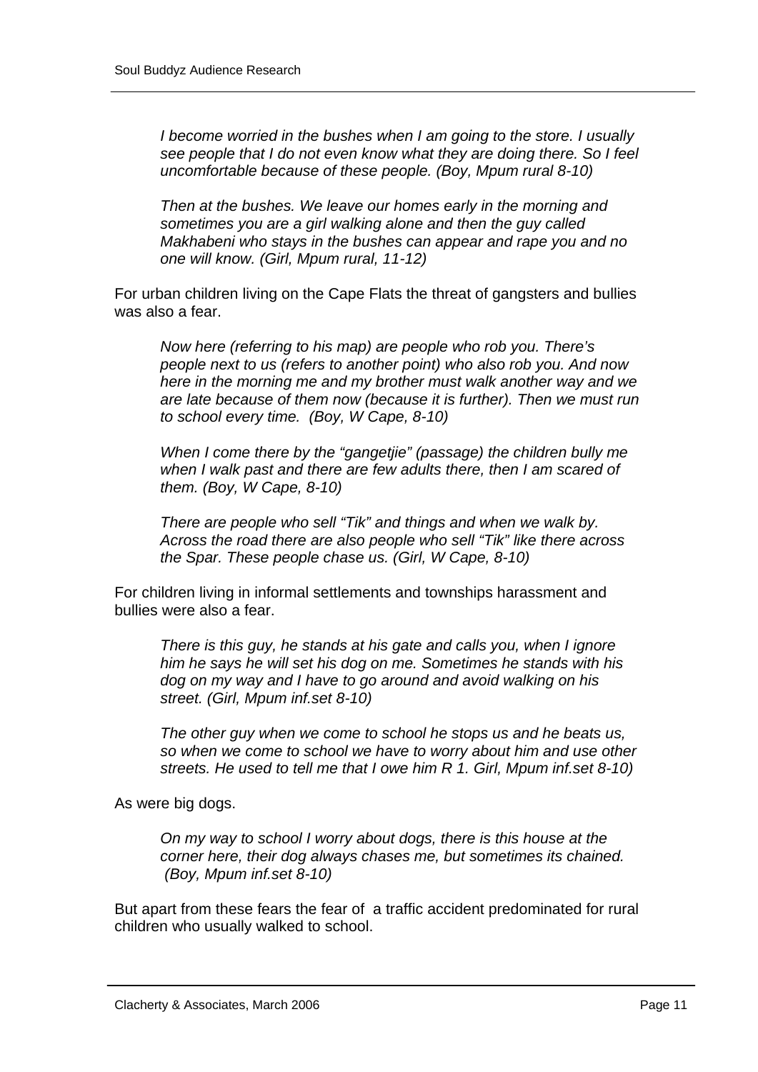*I become worried in the bushes when I am going to the store. I usually see people that I do not even know what they are doing there. So I feel uncomfortable because of these people. (Boy, Mpum rural 8-10)*

*Then at the bushes. We leave our homes early in the morning and sometimes you are a girl walking alone and then the guy called Makhabeni who stays in the bushes can appear and rape you and no one will know. (Girl, Mpum rural, 11-12)*

For urban children living on the Cape Flats the threat of gangsters and bullies was also a fear.

*Now here (referring to his map) are people who rob you. There's people next to us (refers to another point) who also rob you. And now here in the morning me and my brother must walk another way and we are late because of them now (because it is further). Then we must run to school every time. (Boy, W Cape, 8-10)*

*When I come there by the "gangetjie" (passage) the children bully me when I walk past and there are few adults there, then I am scared of them. (Boy, W Cape, 8-10)*

*There are people who sell "Tik" and things and when we walk by. Across the road there are also people who sell "Tik" like there across the Spar. These people chase us. (Girl, W Cape, 8-10)*

For children living in informal settlements and townships harassment and bullies were also a fear.

*There is this guy, he stands at his gate and calls you, when I ignore him he says he will set his dog on me. Sometimes he stands with his dog on my way and I have to go around and avoid walking on his street. (Girl, Mpum inf.set 8-10)*

*The other guy when we come to school he stops us and he beats us, so when we come to school we have to worry about him and use other streets. He used to tell me that I owe him R 1. Girl, Mpum inf.set 8-10)*

As were big dogs.

*On my way to school I worry about dogs, there is this house at the corner here, their dog always chases me, but sometimes its chained. (Boy, Mpum inf.set 8-10)*

But apart from these fears the fear of a traffic accident predominated for rural children who usually walked to school.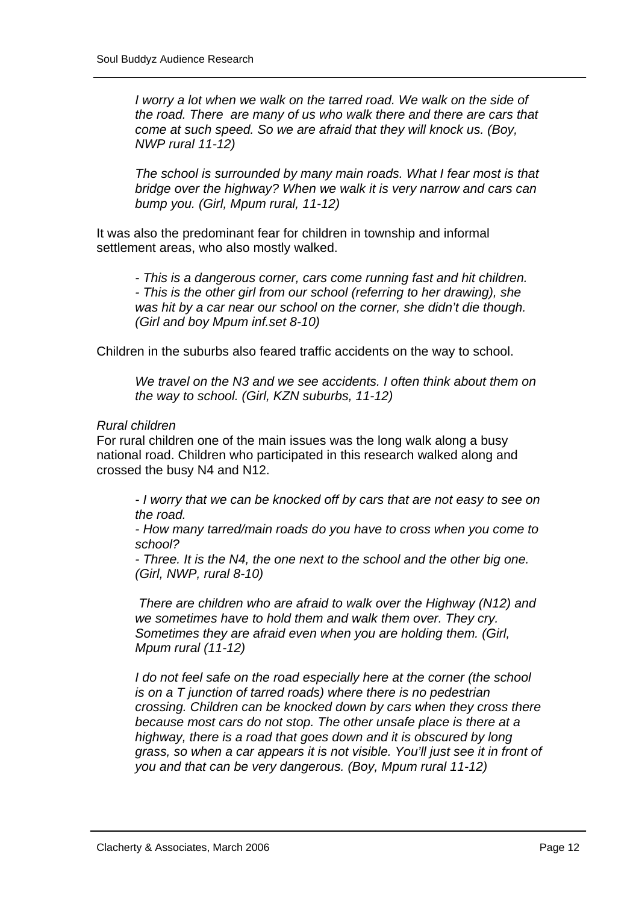> *I worry a lot when we walk on the tarred road. We walk on the side of the road. There are many of us who walk there and there are cars that come at such speed. So we are afraid that they will knock us. (Boy, NWP rural 11-12)*

> *The school is surrounded by many main roads. What I fear most is that bridge over the highway? When we walk it is very narrow and cars can bump you. (Girl, Mpum rural, 11-12)*

It was also the predominant fear for children in township and informal settlement areas, who also mostly walked.

> *- This is a dangerous corner, cars come running fast and hit children.*
> *- This is the other girl from our school (referring to her drawing), she was hit by a car near our school on the corner, she didn't die though. (Girl and boy Mpum inf.set 8-10)*

Children in the suburbs also feared traffic accidents on the way to school.

> *We travel on the N3 and we see accidents. I often think about them on the way to school. (Girl, KZN suburbs, 11-12)*

*Rural children*

For rural children one of the main issues was the long walk along a busy national road. Children who participated in this research walked along and crossed the busy N4 and N12.

> *- I worry that we can be knocked off by cars that are not easy to see on the road.*
> *- How many tarred/main roads do you have to cross when you come to school?*
> *- Three. It is the N4, the one next to the school and the other big one. (Girl, NWP, rural 8-10)*

> *There are children who are afraid to walk over the Highway (N12) and we sometimes have to hold them and walk them over. They cry. Sometimes they are afraid even when you are holding them. (Girl, Mpum rural (11-12)*

> *I do not feel safe on the road especially here at the corner (the school is on a T junction of tarred roads) where there is no pedestrian crossing. Children can be knocked down by cars when they cross there because most cars do not stop. The other unsafe place is there at a highway, there is a road that goes down and it is obscured by long grass, so when a car appears it is not visible. You'll just see it in front of you and that can be very dangerous. (Boy, Mpum rural 11-12)*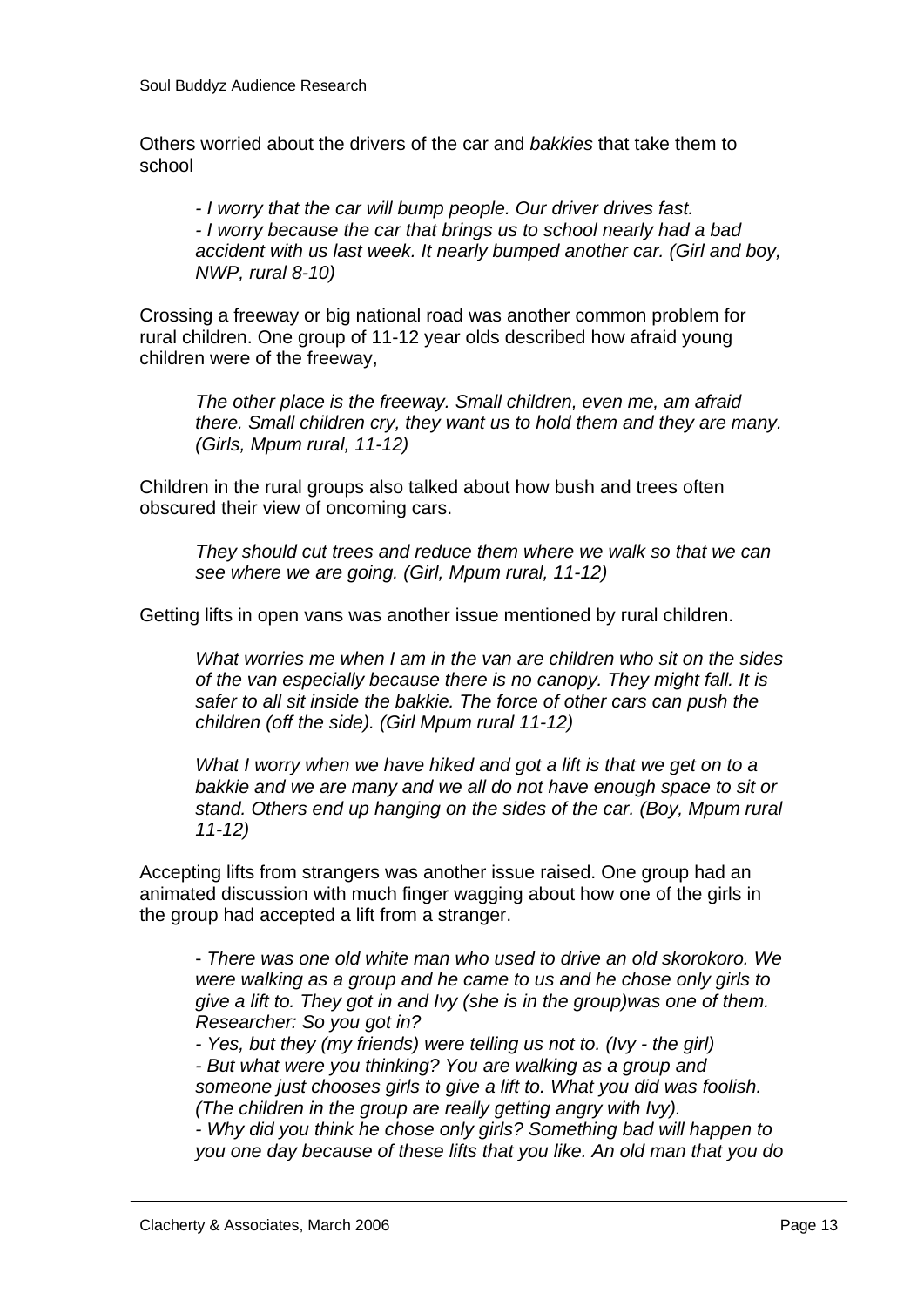Others worried about the drivers of the car and *bakkies* that take them to school

> *- I worry that the car will bump people. Our driver drives fast.*
> *- I worry because the car that brings us to school nearly had a bad accident with us last week. It nearly bumped another car. (Girl and boy, NWP, rural 8-10)*

Crossing a freeway or big national road was another common problem for rural children. One group of 11-12 year olds described how afraid young children were of the freeway,

> *The other place is the freeway. Small children, even me, am afraid there. Small children cry, they want us to hold them and they are many. (Girls, Mpum rural, 11-12)*

Children in the rural groups also talked about how bush and trees often obscured their view of oncoming cars.

> *They should cut trees and reduce them where we walk so that we can see where we are going. (Girl, Mpum rural, 11-12)*

Getting lifts in open vans was another issue mentioned by rural children.

> *What worries me when I am in the van are children who sit on the sides of the van especially because there is no canopy. They might fall. It is safer to all sit inside the bakkie. The force of other cars can push the children (off the side). (Girl Mpum rural 11-12)*

> *What I worry when we have hiked and got a lift is that we get on to a bakkie and we are many and we all do not have enough space to sit or stand. Others end up hanging on the sides of the car. (Boy, Mpum rural 11-12)*

Accepting lifts from strangers was another issue raised. One group had an animated discussion with much finger wagging about how one of the girls in the group had accepted a lift from a stranger.

> *- There was one old white man who used to drive an old skorokoro. We were walking as a group and he came to us and he chose only girls to give a lift to. They got in and Ivy (she is in the group)was one of them.*
> *Researcher: So you got in?*
> *- Yes, but they (my friends) were telling us not to. (Ivy - the girl)*
> *- But what were you thinking? You are walking as a group and someone just chooses girls to give a lift to. What you did was foolish. (The children in the group are really getting angry with Ivy).*
> *- Why did you think he chose only girls? Something bad will happen to you one day because of these lifts that you like. An old man that you do*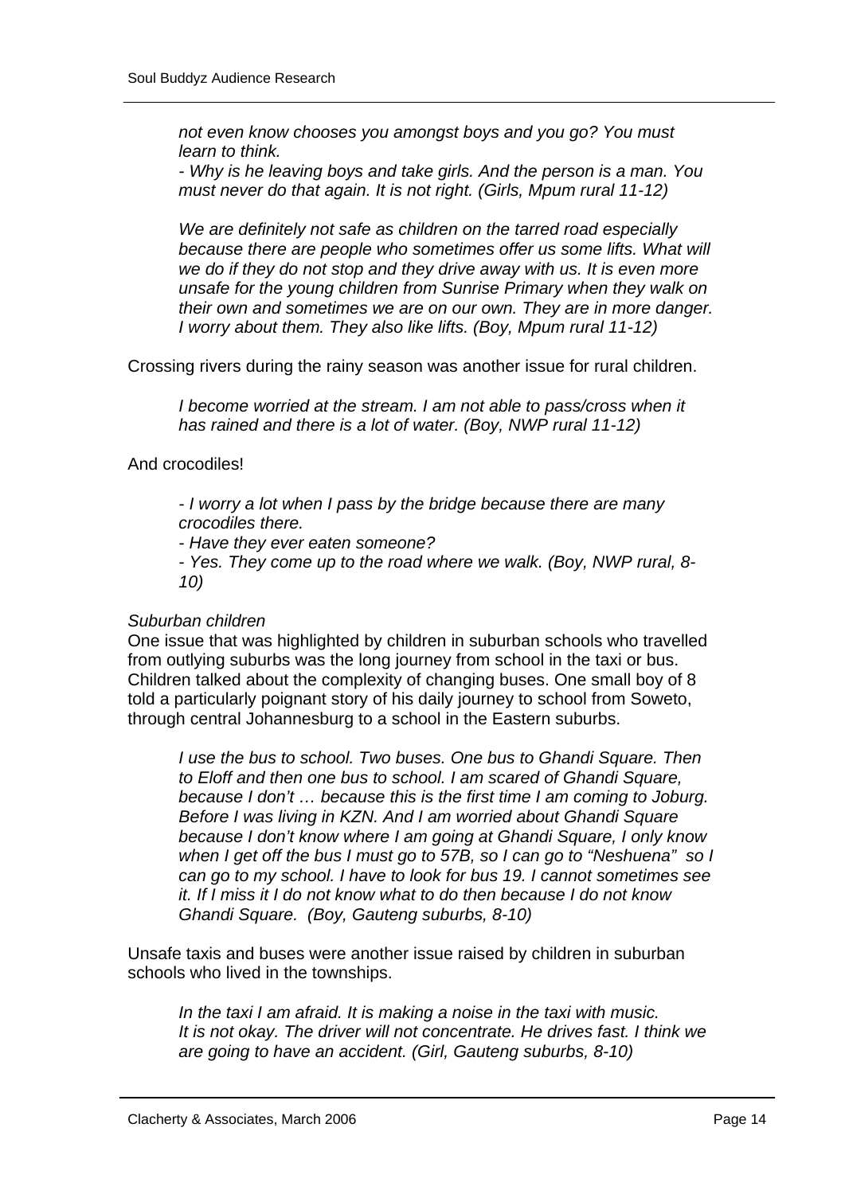*not even know chooses you amongst boys and you go? You must learn to think.*
*- Why is he leaving boys and take girls. And the person is a man. You must never do that again. It is not right. (Girls, Mpum rural 11-12)*

*We are definitely not safe as children on the tarred road especially because there are people who sometimes offer us some lifts. What will we do if they do not stop and they drive away with us. It is even more unsafe for the young children from Sunrise Primary when they walk on their own and sometimes we are on our own. They are in more danger. I worry about them. They also like lifts. (Boy, Mpum rural 11-12)*

Crossing rivers during the rainy season was another issue for rural children.

*I become worried at the stream. I am not able to pass/cross when it has rained and there is a lot of water. (Boy, NWP rural 11-12)*

And crocodiles!

*- I worry a lot when I pass by the bridge because there are many crocodiles there.*
*- Have they ever eaten someone?*
*- Yes. They come up to the road where we walk. (Boy, NWP rural, 8-10)*

*Suburban children*

One issue that was highlighted by children in suburban schools who travelled from outlying suburbs was the long journey from school in the taxi or bus. Children talked about the complexity of changing buses. One small boy of 8 told a particularly poignant story of his daily journey to school from Soweto, through central Johannesburg to a school in the Eastern suburbs.

*I use the bus to school. Two buses. One bus to Ghandi Square. Then to Eloff and then one bus to school. I am scared of Ghandi Square, because I don't … because this is the first time I am coming to Joburg. Before I was living in KZN. And I am worried about Ghandi Square because I don't know where I am going at Ghandi Square, I only know when I get off the bus I must go to 57B, so I can go to "Neshuena" so I can go to my school. I have to look for bus 19. I cannot sometimes see it. If I miss it I do not know what to do then because I do not know Ghandi Square. (Boy, Gauteng suburbs, 8-10)*

Unsafe taxis and buses were another issue raised by children in suburban schools who lived in the townships.

*In the taxi I am afraid. It is making a noise in the taxi with music. It is not okay. The driver will not concentrate. He drives fast. I think we are going to have an accident. (Girl, Gauteng suburbs, 8-10)*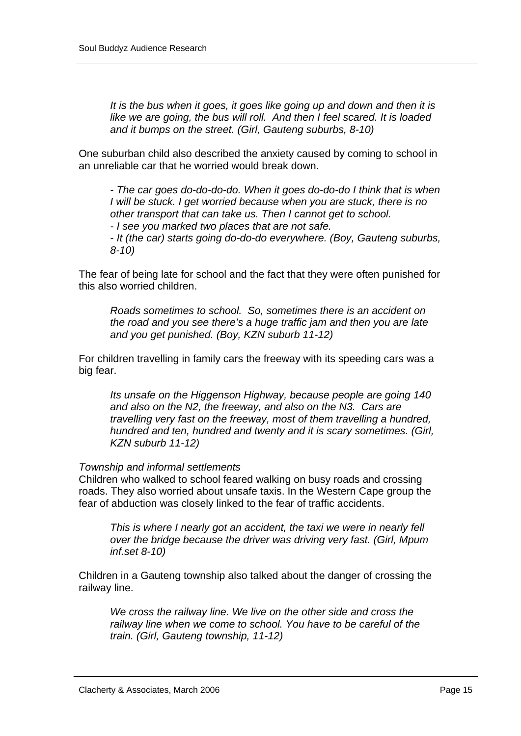*It is the bus when it goes, it goes like going up and down and then it is like we are going, the bus will roll. And then I feel scared. It is loaded and it bumps on the street. (Girl, Gauteng suburbs, 8-10)*

One suburban child also described the anxiety caused by coming to school in an unreliable car that he worried would break down.

*- The car goes do-do-do-do. When it goes do-do-do I think that is when I will be stuck. I get worried because when you are stuck, there is no other transport that can take us. Then I cannot get to school.*
*- I see you marked two places that are not safe.*
*- It (the car) starts going do-do-do everywhere. (Boy, Gauteng suburbs, 8-10)*

The fear of being late for school and the fact that they were often punished for this also worried children.

*Roads sometimes to school. So, sometimes there is an accident on the road and you see there's a huge traffic jam and then you are late and you get punished. (Boy, KZN suburb 11-12)*

For children travelling in family cars the freeway with its speeding cars was a big fear.

*Its unsafe on the Higgenson Highway, because people are going 140 and also on the N2, the freeway, and also on the N3. Cars are travelling very fast on the freeway, most of them travelling a hundred, hundred and ten, hundred and twenty and it is scary sometimes. (Girl, KZN suburb 11-12)*

*Township and informal settlements*

Children who walked to school feared walking on busy roads and crossing roads. They also worried about unsafe taxis. In the Western Cape group the fear of abduction was closely linked to the fear of traffic accidents.

*This is where I nearly got an accident, the taxi we were in nearly fell over the bridge because the driver was driving very fast. (Girl, Mpum inf.set 8-10)*

Children in a Gauteng township also talked about the danger of crossing the railway line.

*We cross the railway line. We live on the other side and cross the railway line when we come to school. You have to be careful of the train. (Girl, Gauteng township, 11-12)*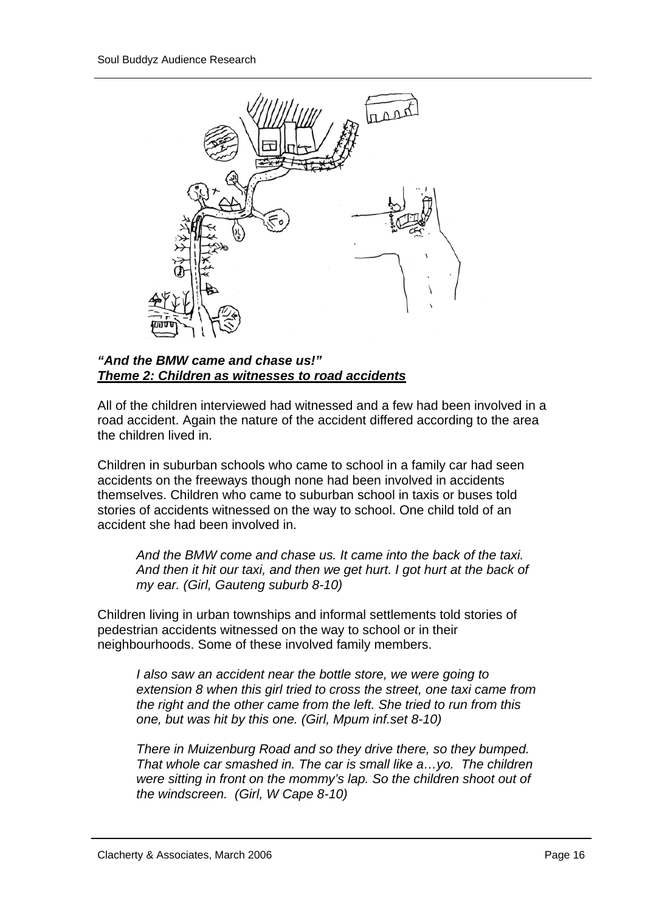***"And the BMW came and chase us!"***
***<u>Theme 2: Children as witnesses to road accidents</u>***

All of the children interviewed had witnessed and a few had been involved in a road accident. Again the nature of the accident differed according to the area the children lived in.

Children in suburban schools who came to school in a family car had seen accidents on the freeways though none had been involved in accidents themselves. Children who came to suburban school in taxis or buses told stories of accidents witnessed on the way to school. One child told of an accident she had been involved in.

> *And the BMW come and chase us. It came into the back of the taxi. And then it hit our taxi, and then we get hurt. I got hurt at the back of my ear. (Girl, Gauteng suburb 8-10)*

Children living in urban townships and informal settlements told stories of pedestrian accidents witnessed on the way to school or in their neighbourhoods. Some of these involved family members.

> *I also saw an accident near the bottle store, we were going to extension 8 when this girl tried to cross the street, one taxi came from the right and the other came from the left. She tried to run from this one, but was hit by this one. (Girl, Mpum inf.set 8-10)*

> *There in Muizenburg Road and so they drive there, so they bumped. That whole car smashed in. The car is small like a…yo. The children were sitting in front on the mommy's lap. So the children shoot out of the windscreen. (Girl, W Cape 8-10)*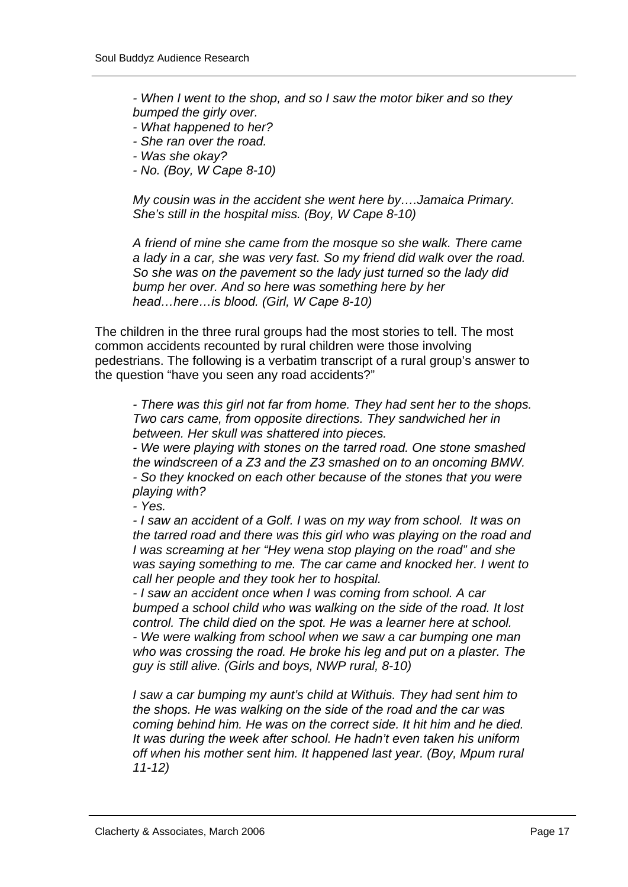*- When I went to the shop, and so I saw the motor biker and so they bumped the girly over.*
*- What happened to her?*
*- She ran over the road.*
*- Was she okay?*
*- No. (Boy, W Cape 8-10)*

*My cousin was in the accident she went here by….Jamaica Primary. She's still in the hospital miss. (Boy, W Cape 8-10)*

*A friend of mine she came from the mosque so she walk. There came a lady in a car, she was very fast. So my friend did walk over the road. So she was on the pavement so the lady just turned so the lady did bump her over. And so here was something here by her head…here…is blood. (Girl, W Cape 8-10)*

The children in the three rural groups had the most stories to tell. The most common accidents recounted by rural children were those involving pedestrians. The following is a verbatim transcript of a rural group's answer to the question "have you seen any road accidents?"

*- There was this girl not far from home. They had sent her to the shops. Two cars came, from opposite directions. They sandwiched her in between. Her skull was shattered into pieces.*
*- We were playing with stones on the tarred road. One stone smashed the windscreen of a Z3 and the Z3 smashed on to an oncoming BMW.*
*- So they knocked on each other because of the stones that you were playing with?*
*- Yes.*
*- I saw an accident of a Golf. I was on my way from school. It was on the tarred road and there was this girl who was playing on the road and I was screaming at her "Hey wena stop playing on the road" and she was saying something to me. The car came and knocked her. I went to call her people and they took her to hospital.*
*- I saw an accident once when I was coming from school. A car bumped a school child who was walking on the side of the road. It lost control. The child died on the spot. He was a learner here at school.*
*- We were walking from school when we saw a car bumping one man who was crossing the road. He broke his leg and put on a plaster. The guy is still alive. (Girls and boys, NWP rural, 8-10)*

*I saw a car bumping my aunt's child at Withuis. They had sent him to the shops. He was walking on the side of the road and the car was coming behind him. He was on the correct side. It hit him and he died. It was during the week after school. He hadn't even taken his uniform off when his mother sent him. It happened last year. (Boy, Mpum rural 11-12)*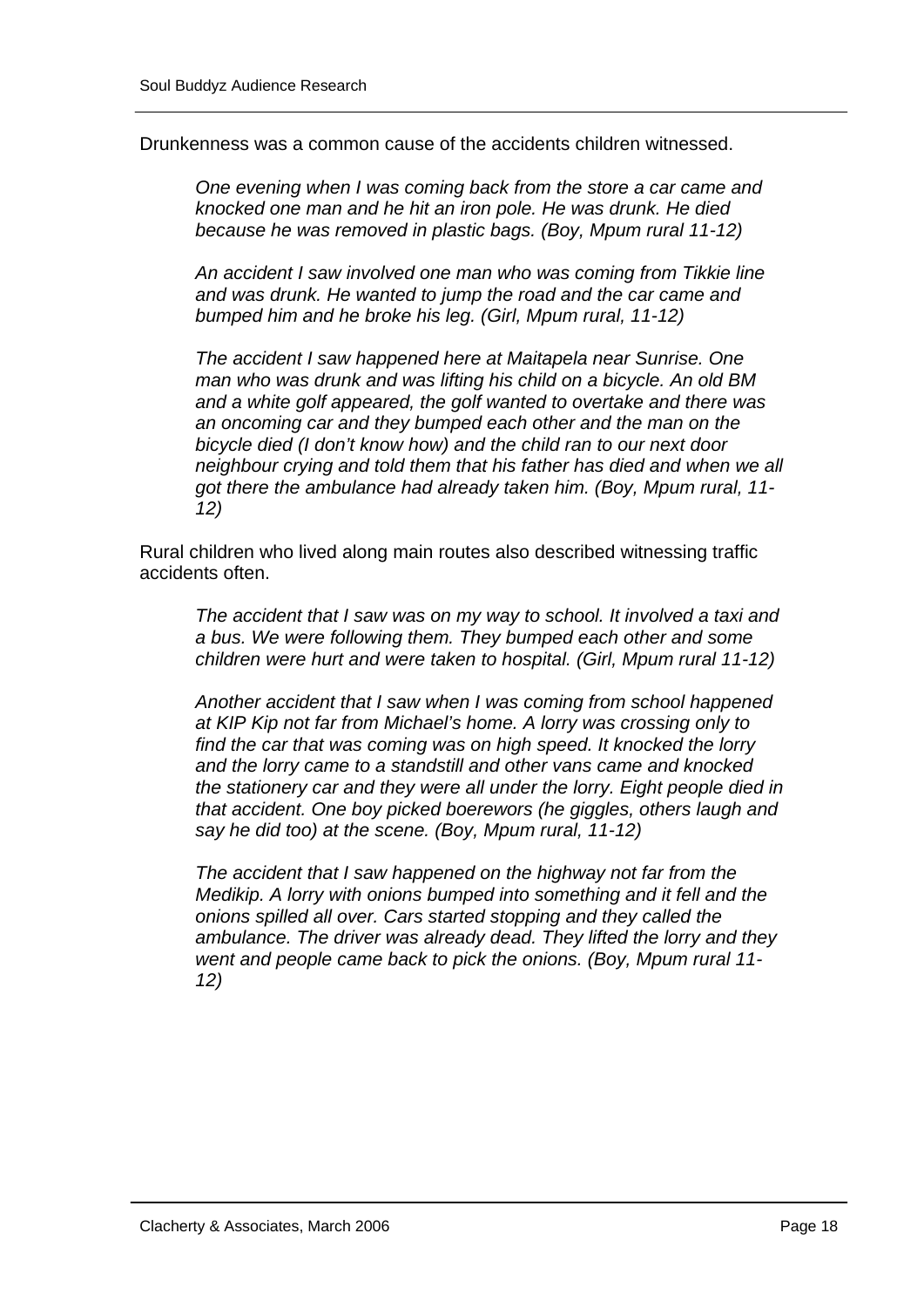Drunkenness was a common cause of the accidents children witnessed.

> *One evening when I was coming back from the store a car came and knocked one man and he hit an iron pole. He was drunk. He died because he was removed in plastic bags. (Boy, Mpum rural 11-12)*

> *An accident I saw involved one man who was coming from Tikkie line and was drunk. He wanted to jump the road and the car came and bumped him and he broke his leg. (Girl, Mpum rural, 11-12)*

> *The accident I saw happened here at Maitapela near Sunrise. One man who was drunk and was lifting his child on a bicycle. An old BM and a white golf appeared, the golf wanted to overtake and there was an oncoming car and they bumped each other and the man on the bicycle died (I don't know how) and the child ran to our next door neighbour crying and told them that his father has died and when we all got there the ambulance had already taken him. (Boy, Mpum rural, 11-12)*

Rural children who lived along main routes also described witnessing traffic accidents often.

> *The accident that I saw was on my way to school. It involved a taxi and a bus. We were following them. They bumped each other and some children were hurt and were taken to hospital. (Girl, Mpum rural 11-12)*

> *Another accident that I saw when I was coming from school happened at KIP Kip not far from Michael's home. A lorry was crossing only to find the car that was coming was on high speed. It knocked the lorry and the lorry came to a standstill and other vans came and knocked the stationery car and they were all under the lorry. Eight people died in that accident. One boy picked boerewors (he giggles, others laugh and say he did too) at the scene. (Boy, Mpum rural, 11-12)*

> *The accident that I saw happened on the highway not far from the Medikip. A lorry with onions bumped into something and it fell and the onions spilled all over. Cars started stopping and they called the ambulance. The driver was already dead. They lifted the lorry and they went and people came back to pick the onions. (Boy, Mpum rural 11-12)*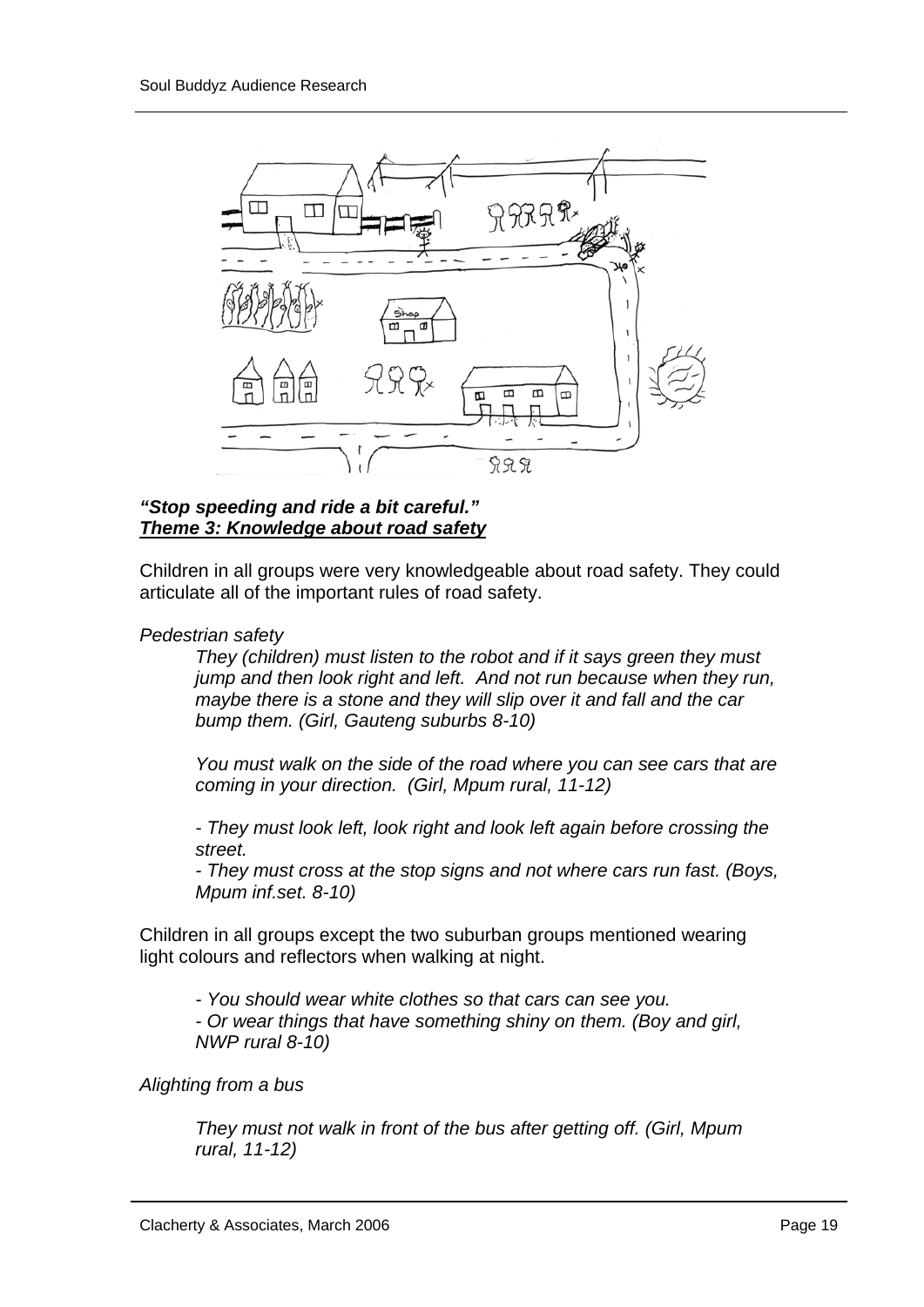***"Stop speeding and ride a bit careful."***
***Theme 3: Knowledge about road safety***

Children in all groups were very knowledgeable about road safety. They could articulate all of the important rules of road safety.

*Pedestrian safety*

> *They (children) must listen to the robot and if it says green they must jump and then look right and left. And not run because when they run, maybe there is a stone and they will slip over it and fall and the car bump them. (Girl, Gauteng suburbs 8-10)*
>
> *You must walk on the side of the road where you can see cars that are coming in your direction. (Girl, Mpum rural, 11-12)*
>
> *- They must look left, look right and look left again before crossing the street.*
> *- They must cross at the stop signs and not where cars run fast. (Boys, Mpum inf.set. 8-10)*

Children in all groups except the two suburban groups mentioned wearing light colours and reflectors when walking at night.

> *- You should wear white clothes so that cars can see you.*
> *- Or wear things that have something shiny on them. (Boy and girl, NWP rural 8-10)*

*Alighting from a bus*

> *They must not walk in front of the bus after getting off. (Girl, Mpum rural, 11-12)*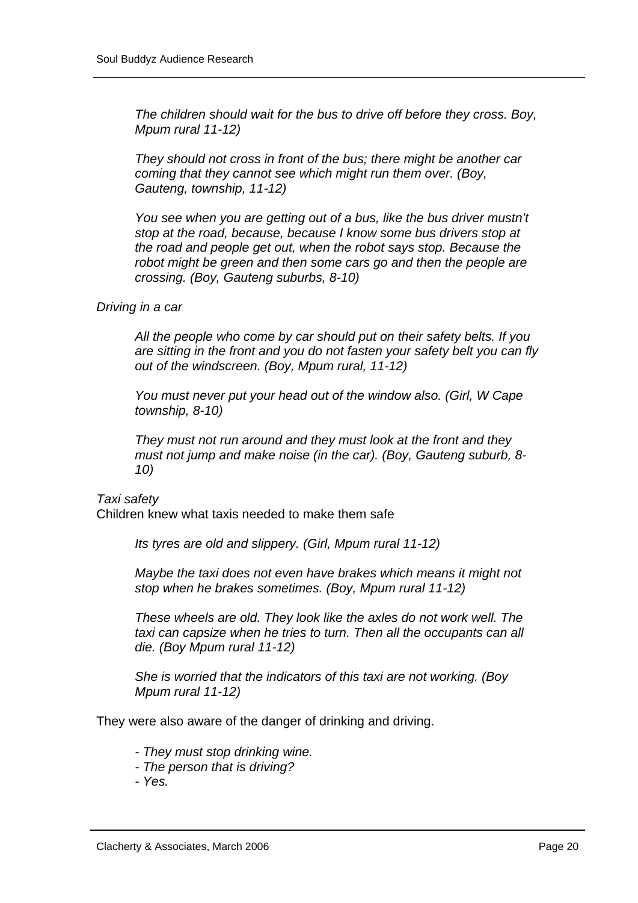*The children should wait for the bus to drive off before they cross. Boy, Mpum rural 11-12)*

*They should not cross in front of the bus; there might be another car coming that they cannot see which might run them over. (Boy, Gauteng, township, 11-12)*

*You see when you are getting out of a bus, like the bus driver mustn't stop at the road, because, because I know some bus drivers stop at the road and people get out, when the robot says stop. Because the robot might be green and then some cars go and then the people are crossing. (Boy, Gauteng suburbs, 8-10)*

*Driving in a car*

*All the people who come by car should put on their safety belts. If you are sitting in the front and you do not fasten your safety belt you can fly out of the windscreen. (Boy, Mpum rural, 11-12)*

*You must never put your head out of the window also. (Girl, W Cape township, 8-10)*

*They must not run around and they must look at the front and they must not jump and make noise (in the car). (Boy, Gauteng suburb, 8-10)*

*Taxi safety*

Children knew what taxis needed to make them safe

*Its tyres are old and slippery. (Girl, Mpum rural 11-12)*

*Maybe the taxi does not even have brakes which means it might not stop when he brakes sometimes. (Boy, Mpum rural 11-12)*

*These wheels are old. They look like the axles do not work well. The taxi can capsize when he tries to turn. Then all the occupants can all die. (Boy Mpum rural 11-12)*

*She is worried that the indicators of this taxi are not working. (Boy Mpum rural 11-12)*

They were also aware of the danger of drinking and driving.

- *They must stop drinking wine.*
- *The person that is driving?*
- *Yes.*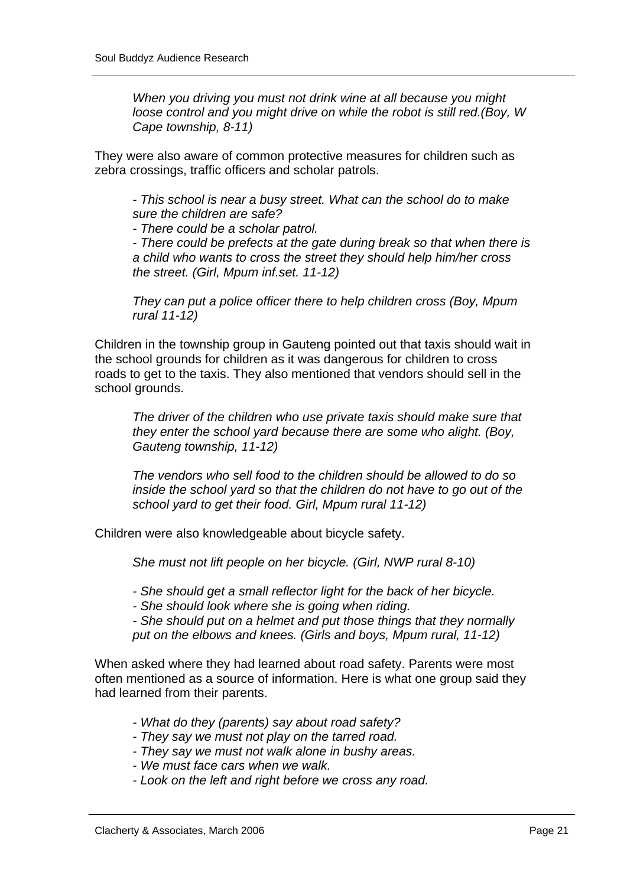> *When you driving you must not drink wine at all because you might loose control and you might drive on while the robot is still red.(Boy, W Cape township, 8-11)*

They were also aware of common protective measures for children such as zebra crossings, traffic officers and scholar patrols.

> *- This school is near a busy street. What can the school do to make sure the children are safe?*
> *- There could be a scholar patrol.*
> *- There could be prefects at the gate during break so that when there is a child who wants to cross the street they should help him/her cross the street. (Girl, Mpum inf.set. 11-12)*

> *They can put a police officer there to help children cross (Boy, Mpum rural 11-12)*

Children in the township group in Gauteng pointed out that taxis should wait in the school grounds for children as it was dangerous for children to cross roads to get to the taxis. They also mentioned that vendors should sell in the school grounds.

> *The driver of the children who use private taxis should make sure that they enter the school yard because there are some who alight. (Boy, Gauteng township, 11-12)*

> *The vendors who sell food to the children should be allowed to do so inside the school yard so that the children do not have to go out of the school yard to get their food. Girl, Mpum rural 11-12)*

Children were also knowledgeable about bicycle safety.

> *She must not lift people on her bicycle. (Girl, NWP rural 8-10)*

> *- She should get a small reflector light for the back of her bicycle.*
> *- She should look where she is going when riding.*
> *- She should put on a helmet and put those things that they normally put on the elbows and knees. (Girls and boys, Mpum rural, 11-12)*

When asked where they had learned about road safety. Parents were most often mentioned as a source of information. Here is what one group said they had learned from their parents.

> *- What do they (parents) say about road safety?*
> *- They say we must not play on the tarred road.*
> *- They say we must not walk alone in bushy areas.*
> *- We must face cars when we walk.*
> *- Look on the left and right before we cross any road.*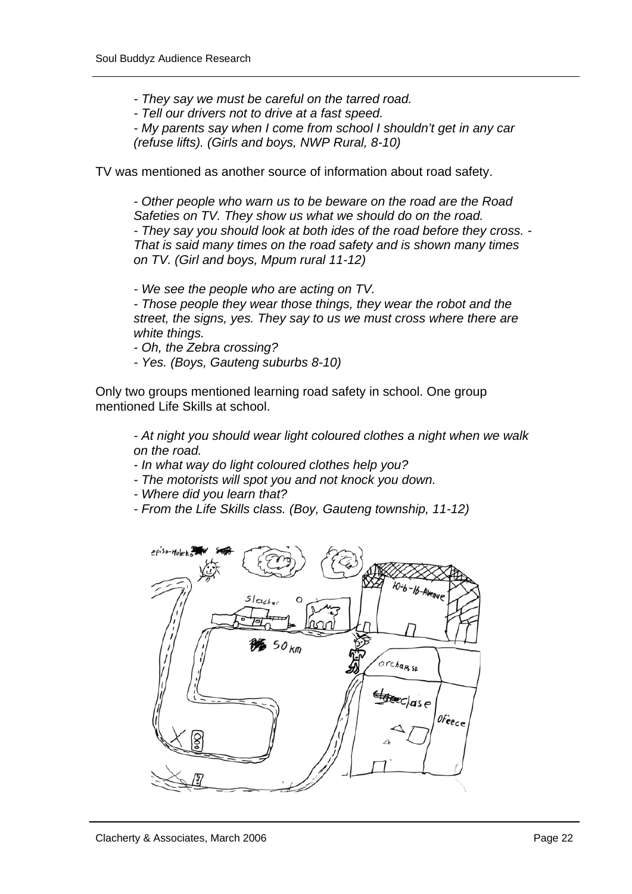*- They say we must be careful on the tarred road.*
*- Tell our drivers not to drive at a fast speed.*
*- My parents say when I come from school I shouldn't get in any car (refuse lifts). (Girls and boys, NWP Rural, 8-10)*

TV was mentioned as another source of information about road safety.

*- Other people who warn us to be beware on the road are the Road Safeties on TV. They show us what we should do on the road.*
*- They say you should look at both ides of the road before they cross. - That is said many times on the road safety and is shown many times on TV. (Girl and boys, Mpum rural 11-12)*

*- We see the people who are acting on TV.*
*- Those people they wear those things, they wear the robot and the street, the signs, yes. They say to us we must cross where there are white things.*
*- Oh, the Zebra crossing?*
*- Yes. (Boys, Gauteng suburbs 8-10)*

Only two groups mentioned learning road safety in school. One group mentioned Life Skills at school.

*- At night you should wear light coloured clothes a night when we walk on the road.*
*- In what way do light coloured clothes help you?*
*- The motorists will spot you and not knock you down.*
*- Where did you learn that?*
*- From the Life Skills class. (Boy, Gauteng township, 11-12)*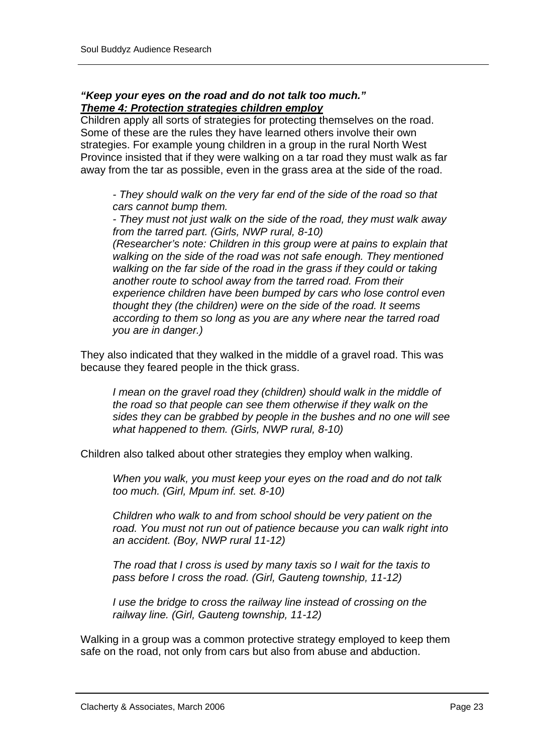***"Keep your eyes on the road and do not talk too much."***
***Theme 4: Protection strategies children employ***

Children apply all sorts of strategies for protecting themselves on the road. Some of these are the rules they have learned others involve their own strategies. For example young children in a group in the rural North West Province insisted that if they were walking on a tar road they must walk as far away from the tar as possible, even in the grass area at the side of the road.

> *- They should walk on the very far end of the side of the road so that cars cannot bump them.*
> *- They must not just walk on the side of the road, they must walk away from the tarred part. (Girls, NWP rural, 8-10)*
> *(Researcher's note: Children in this group were at pains to explain that walking on the side of the road was not safe enough. They mentioned walking on the far side of the road in the grass if they could or taking another route to school away from the tarred road. From their experience children have been bumped by cars who lose control even thought they (the children) were on the side of the road. It seems according to them so long as you are any where near the tarred road you are in danger.)*

They also indicated that they walked in the middle of a gravel road. This was because they feared people in the thick grass.

> *I mean on the gravel road they (children) should walk in the middle of the road so that people can see them otherwise if they walk on the sides they can be grabbed by people in the bushes and no one will see what happened to them. (Girls, NWP rural, 8-10)*

Children also talked about other strategies they employ when walking.

> *When you walk, you must keep your eyes on the road and do not talk too much. (Girl, Mpum inf. set. 8-10)*
>
> *Children who walk to and from school should be very patient on the road. You must not run out of patience because you can walk right into an accident. (Boy, NWP rural 11-12)*
>
> *The road that I cross is used by many taxis so I wait for the taxis to pass before I cross the road. (Girl, Gauteng township, 11-12)*
>
> *I use the bridge to cross the railway line instead of crossing on the railway line. (Girl, Gauteng township, 11-12)*

Walking in a group was a common protective strategy employed to keep them safe on the road, not only from cars but also from abuse and abduction.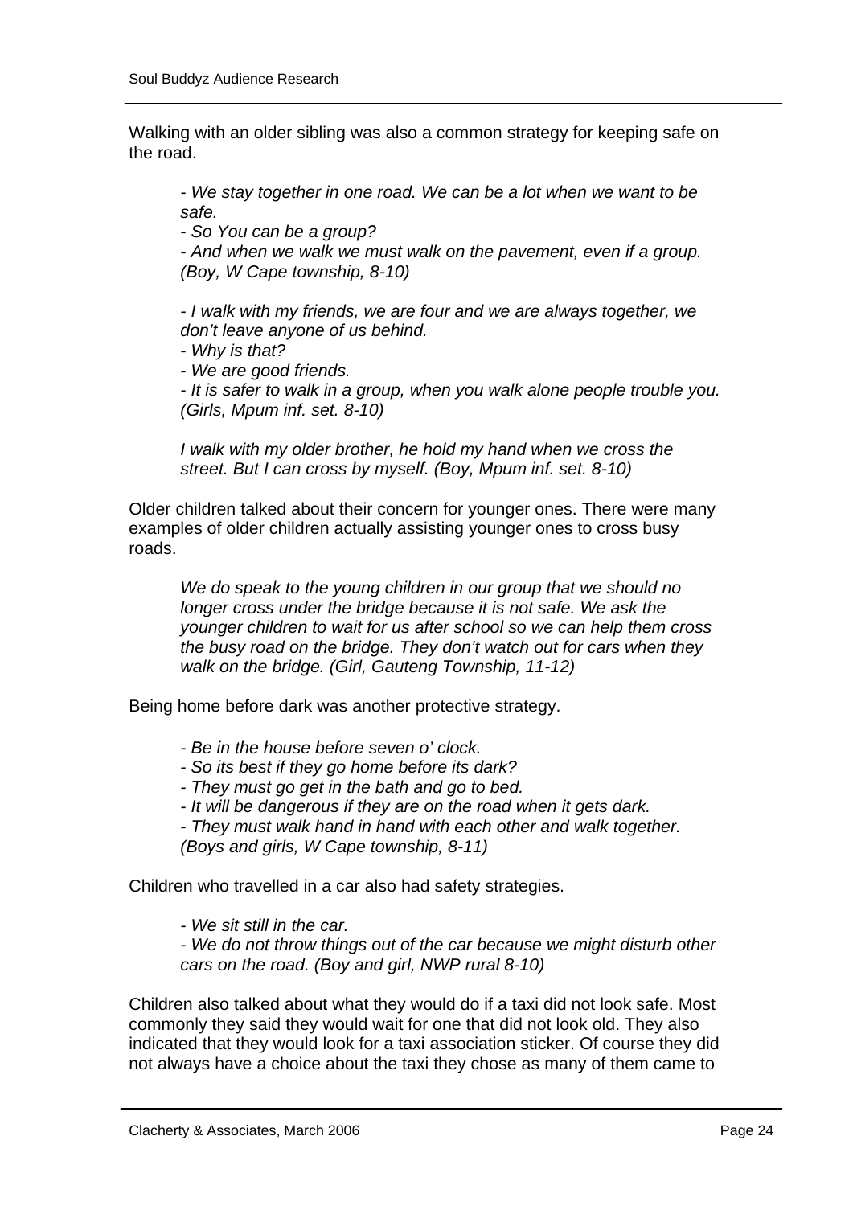Walking with an older sibling was also a common strategy for keeping safe on the road.

> *- We stay together in one road. We can be a lot when we want to be safe.*
> *- So You can be a group?*
> *- And when we walk we must walk on the pavement, even if a group. (Boy, W Cape township, 8-10)*

> *- I walk with my friends, we are four and we are always together, we don't leave anyone of us behind.*
> *- Why is that?*
> *- We are good friends.*
> *- It is safer to walk in a group, when you walk alone people trouble you. (Girls, Mpum inf. set. 8-10)*

> *I walk with my older brother, he hold my hand when we cross the street. But I can cross by myself. (Boy, Mpum inf. set. 8-10)*

Older children talked about their concern for younger ones. There were many examples of older children actually assisting younger ones to cross busy roads.

> *We do speak to the young children in our group that we should no longer cross under the bridge because it is not safe. We ask the younger children to wait for us after school so we can help them cross the busy road on the bridge. They don't watch out for cars when they walk on the bridge. (Girl, Gauteng Township, 11-12)*

Being home before dark was another protective strategy.

> *- Be in the house before seven o' clock.*
> *- So its best if they go home before its dark?*
> *- They must go get in the bath and go to bed.*
> *- It will be dangerous if they are on the road when it gets dark.*
> *- They must walk hand in hand with each other and walk together. (Boys and girls, W Cape township, 8-11)*

Children who travelled in a car also had safety strategies.

> *- We sit still in the car.*
> *- We do not throw things out of the car because we might disturb other cars on the road. (Boy and girl, NWP rural 8-10)*

Children also talked about what they would do if a taxi did not look safe. Most commonly they said they would wait for one that did not look old. They also indicated that they would look for a taxi association sticker. Of course they did not always have a choice about the taxi they chose as many of them came to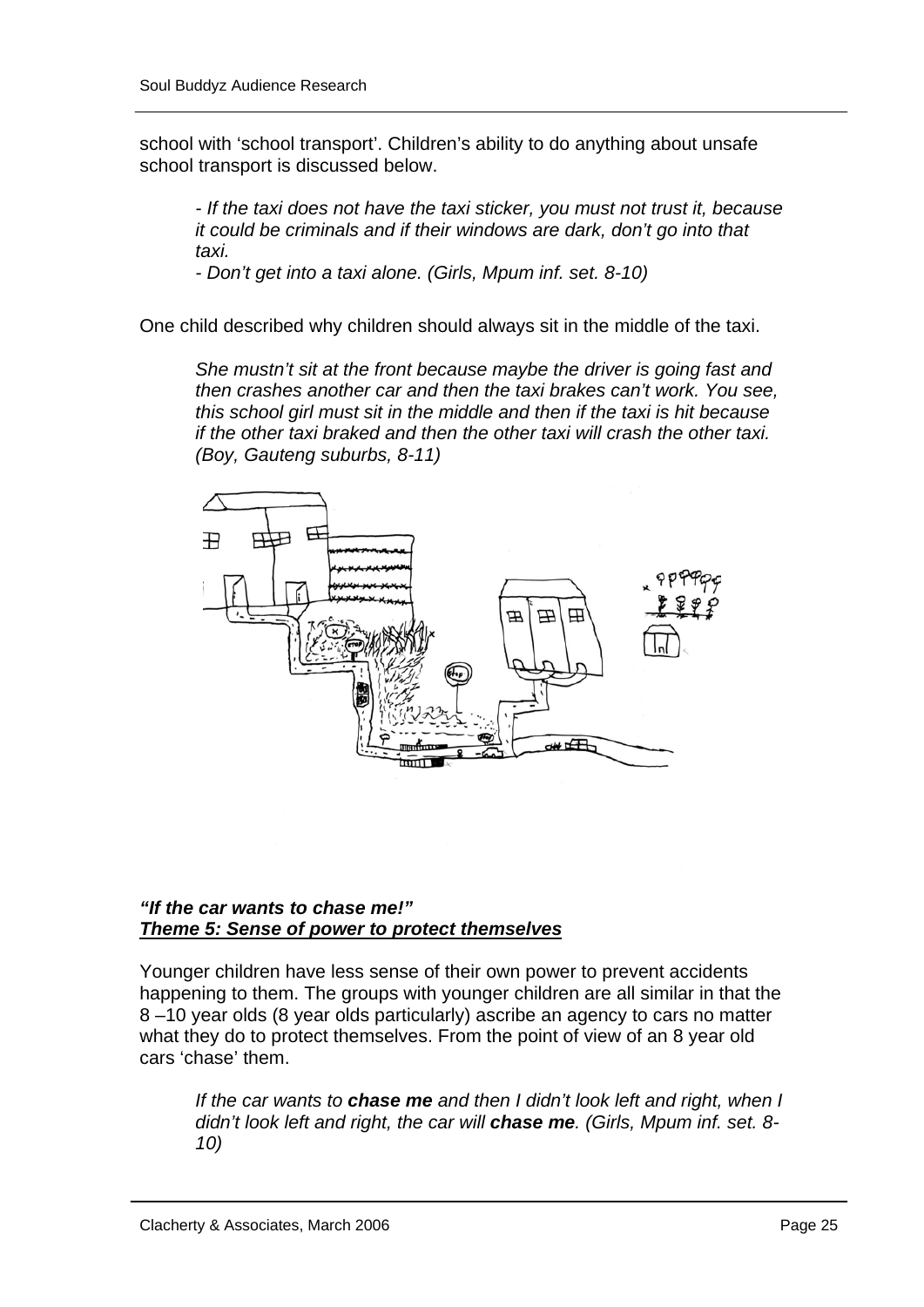school with 'school transport'. Children's ability to do anything about unsafe school transport is discussed below.

> *- If the taxi does not have the taxi sticker, you must not trust it, because it could be criminals and if their windows are dark, don't go into that taxi.*
> *- Don't get into a taxi alone. (Girls, Mpum inf. set. 8-10)*

One child described why children should always sit in the middle of the taxi.

> *She mustn't sit at the front because maybe the driver is going fast and then crashes another car and then the taxi brakes can't work. You see, this school girl must sit in the middle and then if the taxi is hit because if the other taxi braked and then the other taxi will crash the other taxi. (Boy, Gauteng suburbs, 8-11)*

***"If the car wants to chase me!"***
***<u>Theme 5: Sense of power to protect themselves</u>***

Younger children have less sense of their own power to prevent accidents happening to them. The groups with younger children are all similar in that the 8 –10 year olds (8 year olds particularly) ascribe an agency to cars no matter what they do to protect themselves. From the point of view of an 8 year old cars 'chase' them.

> *If the car wants to* ***chase me*** *and then I didn't look left and right, when I didn't look left and right, the car will* ***chase me****. (Girls, Mpum inf. set. 8-10)*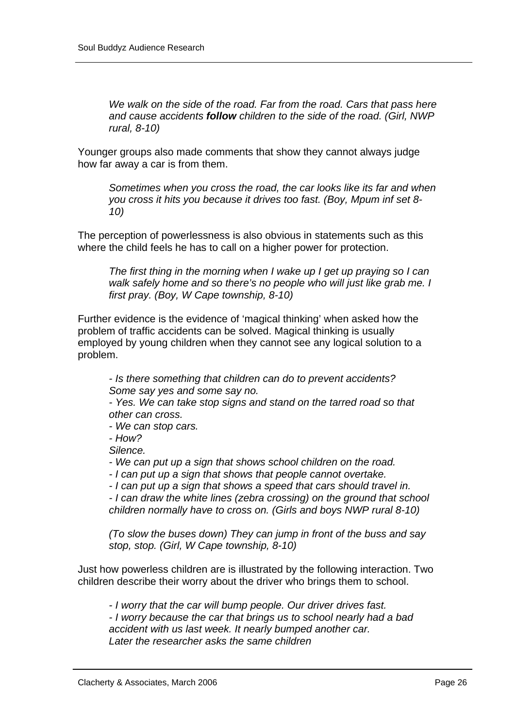*We walk on the side of the road. Far from the road. Cars that pass here and cause accidents **follow** children to the side of the road. (Girl, NWP rural, 8-10)*

Younger groups also made comments that show they cannot always judge how far away a car is from them.

*Sometimes when you cross the road, the car looks like its far and when you cross it hits you because it drives too fast. (Boy, Mpum inf set 8-10)*

The perception of powerlessness is also obvious in statements such as this where the child feels he has to call on a higher power for protection.

*The first thing in the morning when I wake up I get up praying so I can walk safely home and so there's no people who will just like grab me. I first pray. (Boy, W Cape township, 8-10)*

Further evidence is the evidence of 'magical thinking' when asked how the problem of traffic accidents can be solved. Magical thinking is usually employed by young children when they cannot see any logical solution to a problem.

*- Is there something that children can do to prevent accidents? Some say yes and some say no.*
*- Yes. We can take stop signs and stand on the tarred road so that other can cross.*
*- We can stop cars.*
*- How?*
*Silence.*
*- We can put up a sign that shows school children on the road.*
*- I can put up a sign that shows that people cannot overtake.*
*- I can put up a sign that shows a speed that cars should travel in.*
*- I can draw the white lines (zebra crossing) on the ground that school children normally have to cross on. (Girls and boys NWP rural 8-10)*

*(To slow the buses down) They can jump in front of the buss and say stop, stop. (Girl, W Cape township, 8-10)*

Just how powerless children are is illustrated by the following interaction. Two children describe their worry about the driver who brings them to school.

*- I worry that the car will bump people. Our driver drives fast.*
*- I worry because the car that brings us to school nearly had a bad accident with us last week. It nearly bumped another car.*
*Later the researcher asks the same children*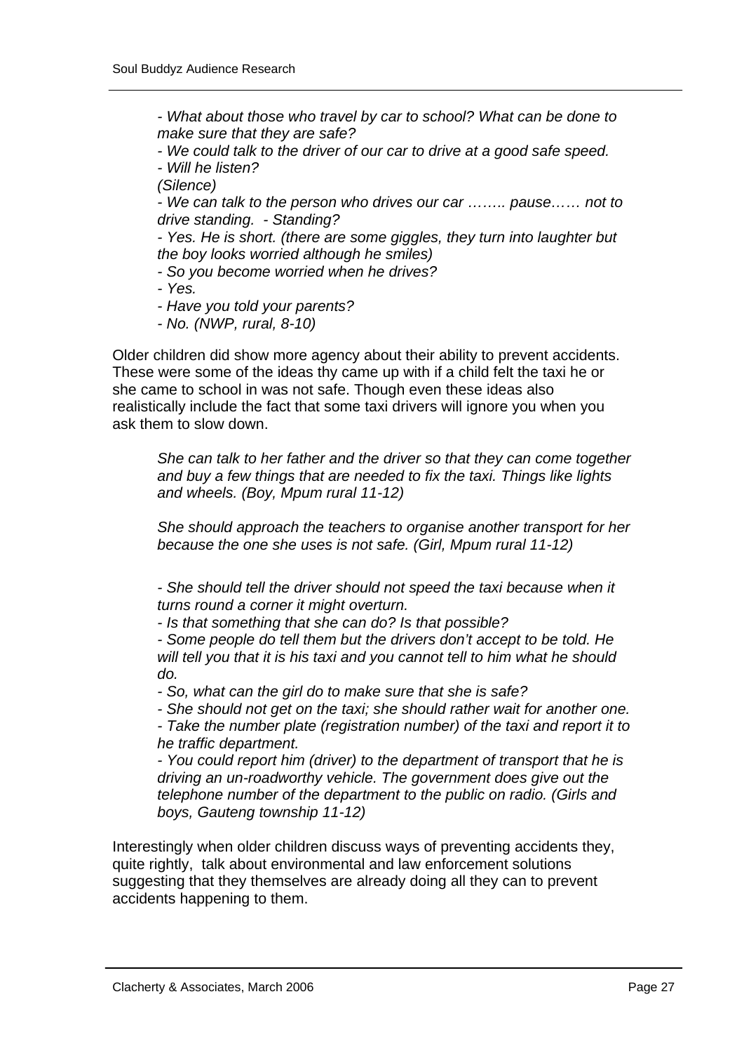*- What about those who travel by car to school? What can be done to make sure that they are safe?*
*- We could talk to the driver of our car to drive at a good safe speed.*
*- Will he listen?*
*(Silence)*
*- We can talk to the person who drives our car …….. pause…… not to drive standing. - Standing?*
*- Yes. He is short. (there are some giggles, they turn into laughter but the boy looks worried although he smiles)*
*- So you become worried when he drives?*
*- Yes.*
*- Have you told your parents?*
*- No. (NWP, rural, 8-10)*

Older children did show more agency about their ability to prevent accidents. These were some of the ideas thy came up with if a child felt the taxi he or she came to school in was not safe. Though even these ideas also realistically include the fact that some taxi drivers will ignore you when you ask them to slow down.

*She can talk to her father and the driver so that they can come together and buy a few things that are needed to fix the taxi. Things like lights and wheels. (Boy, Mpum rural 11-12)*

*She should approach the teachers to organise another transport for her because the one she uses is not safe. (Girl, Mpum rural 11-12)*

*- She should tell the driver should not speed the taxi because when it turns round a corner it might overturn.*
*- Is that something that she can do? Is that possible?*
*- Some people do tell them but the drivers don't accept to be told. He will tell you that it is his taxi and you cannot tell to him what he should do.*
*- So, what can the girl do to make sure that she is safe?*
*- She should not get on the taxi; she should rather wait for another one.*
*- Take the number plate (registration number) of the taxi and report it to he traffic department.*
*- You could report him (driver) to the department of transport that he is driving an un-roadworthy vehicle. The government does give out the telephone number of the department to the public on radio. (Girls and boys, Gauteng township 11-12)*

Interestingly when older children discuss ways of preventing accidents they, quite rightly, talk about environmental and law enforcement solutions suggesting that they themselves are already doing all they can to prevent accidents happening to them.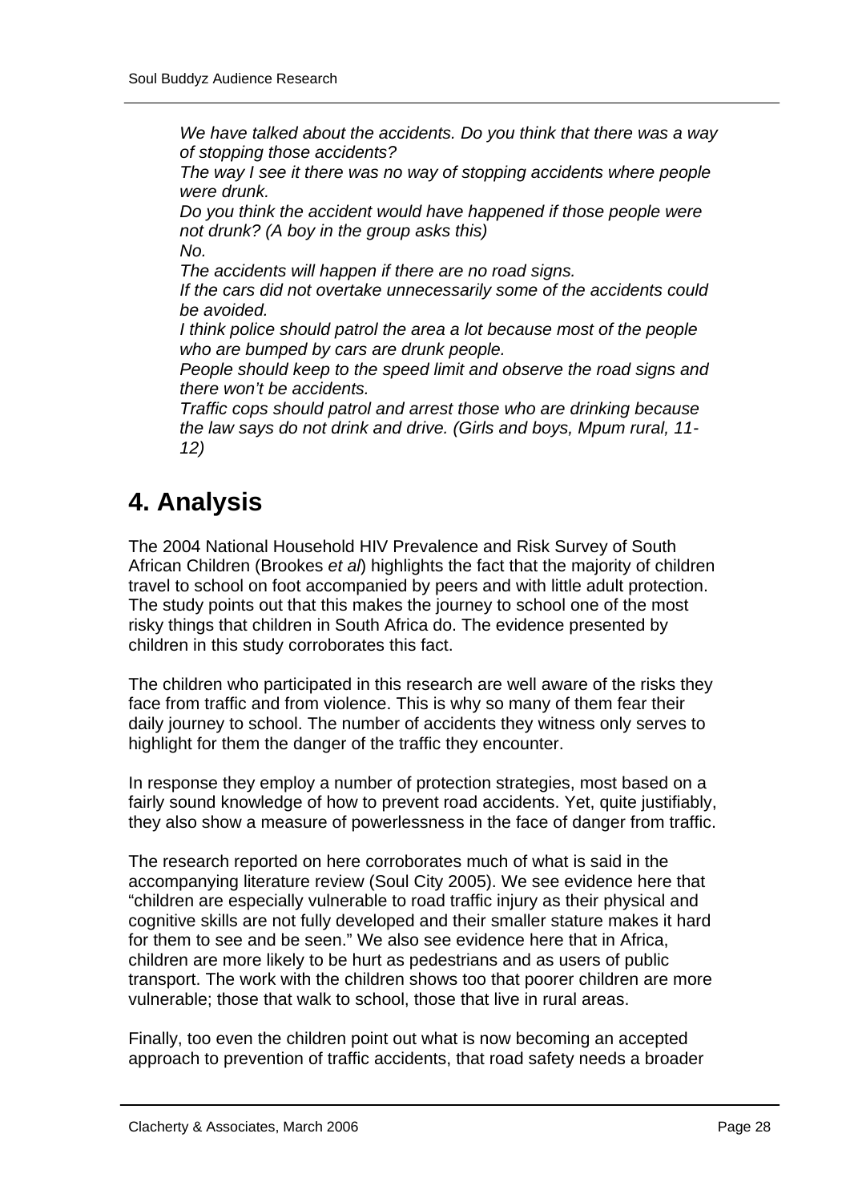*We have talked about the accidents. Do you think that there was a way of stopping those accidents?*
*The way I see it there was no way of stopping accidents where people were drunk.*
*Do you think the accident would have happened if those people were not drunk? (A boy in the group asks this)*
*No.*
*The accidents will happen if there are no road signs.*
*If the cars did not overtake unnecessarily some of the accidents could be avoided.*
*I think police should patrol the area a lot because most of the people who are bumped by cars are drunk people.*
*People should keep to the speed limit and observe the road signs and there won't be accidents.*
*Traffic cops should patrol and arrest those who are drinking because the law says do not drink and drive. (Girls and boys, Mpum rural, 11-12)*

# 4. Analysis

The 2004 National Household HIV Prevalence and Risk Survey of South African Children (Brookes *et al*) highlights the fact that the majority of children travel to school on foot accompanied by peers and with little adult protection. The study points out that this makes the journey to school one of the most risky things that children in South Africa do. The evidence presented by children in this study corroborates this fact.

The children who participated in this research are well aware of the risks they face from traffic and from violence. This is why so many of them fear their daily journey to school. The number of accidents they witness only serves to highlight for them the danger of the traffic they encounter.

In response they employ a number of protection strategies, most based on a fairly sound knowledge of how to prevent road accidents. Yet, quite justifiably, they also show a measure of powerlessness in the face of danger from traffic.

The research reported on here corroborates much of what is said in the accompanying literature review (Soul City 2005). We see evidence here that "children are especially vulnerable to road traffic injury as their physical and cognitive skills are not fully developed and their smaller stature makes it hard for them to see and be seen." We also see evidence here that in Africa, children are more likely to be hurt as pedestrians and as users of public transport. The work with the children shows too that poorer children are more vulnerable; those that walk to school, those that live in rural areas.

Finally, too even the children point out what is now becoming an accepted approach to prevention of traffic accidents, that road safety needs a broader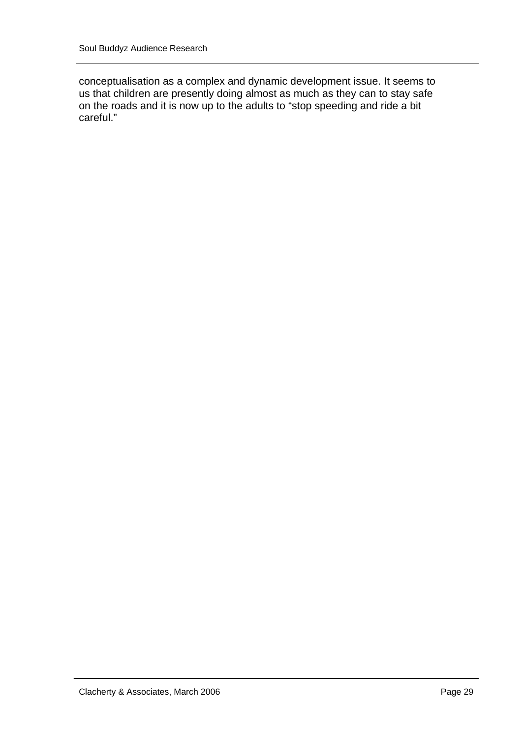conceptualisation as a complex and dynamic development issue. It seems to us that children are presently doing almost as much as they can to stay safe on the roads and it is now up to the adults to "stop speeding and ride a bit careful."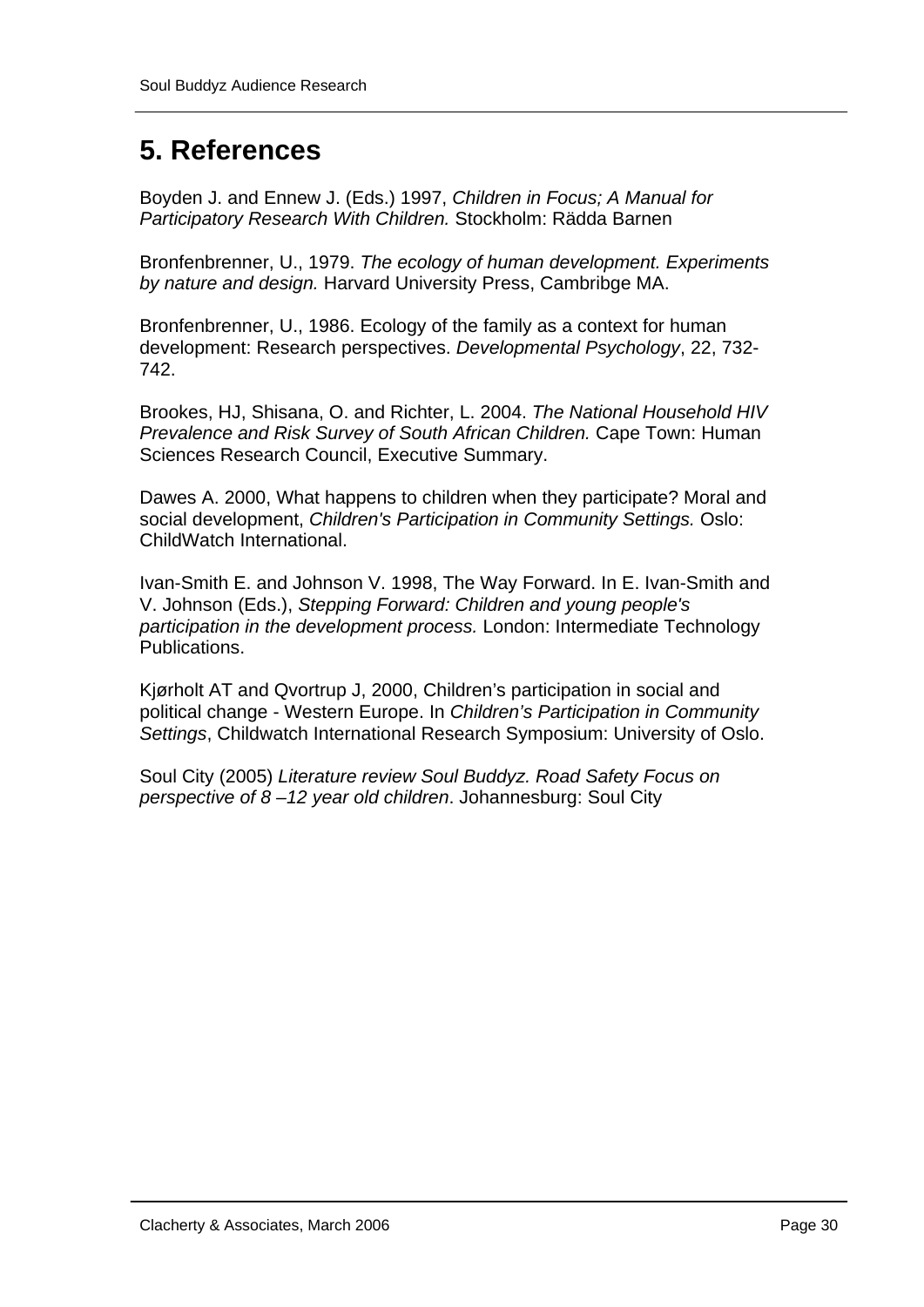# 5. References

Boyden J. and Ennew J. (Eds.) 1997, *Children in Focus; A Manual for Participatory Research With Children.* Stockholm: Rädda Barnen

Bronfenbrenner, U., 1979. *The ecology of human development. Experiments by nature and design.* Harvard University Press, Cambribge MA.

Bronfenbrenner, U., 1986. Ecology of the family as a context for human development: Research perspectives. *Developmental Psychology*, 22, 732-742.

Brookes, HJ, Shisana, O. and Richter, L. 2004. *The National Household HIV Prevalence and Risk Survey of South African Children.* Cape Town: Human Sciences Research Council, Executive Summary.

Dawes A. 2000, What happens to children when they participate? Moral and social development, *Children's Participation in Community Settings.* Oslo: ChildWatch International.

Ivan-Smith E. and Johnson V. 1998, The Way Forward. In E. Ivan-Smith and V. Johnson (Eds.), *Stepping Forward: Children and young people's participation in the development process.* London: Intermediate Technology Publications.

Kjørholt AT and Qvortrup J, 2000, Children's participation in social and political change - Western Europe. In *Children's Participation in Community Settings*, Childwatch International Research Symposium: University of Oslo.

Soul City (2005) *Literature review Soul Buddyz. Road Safety Focus on perspective of 8 –12 year old children*. Johannesburg: Soul City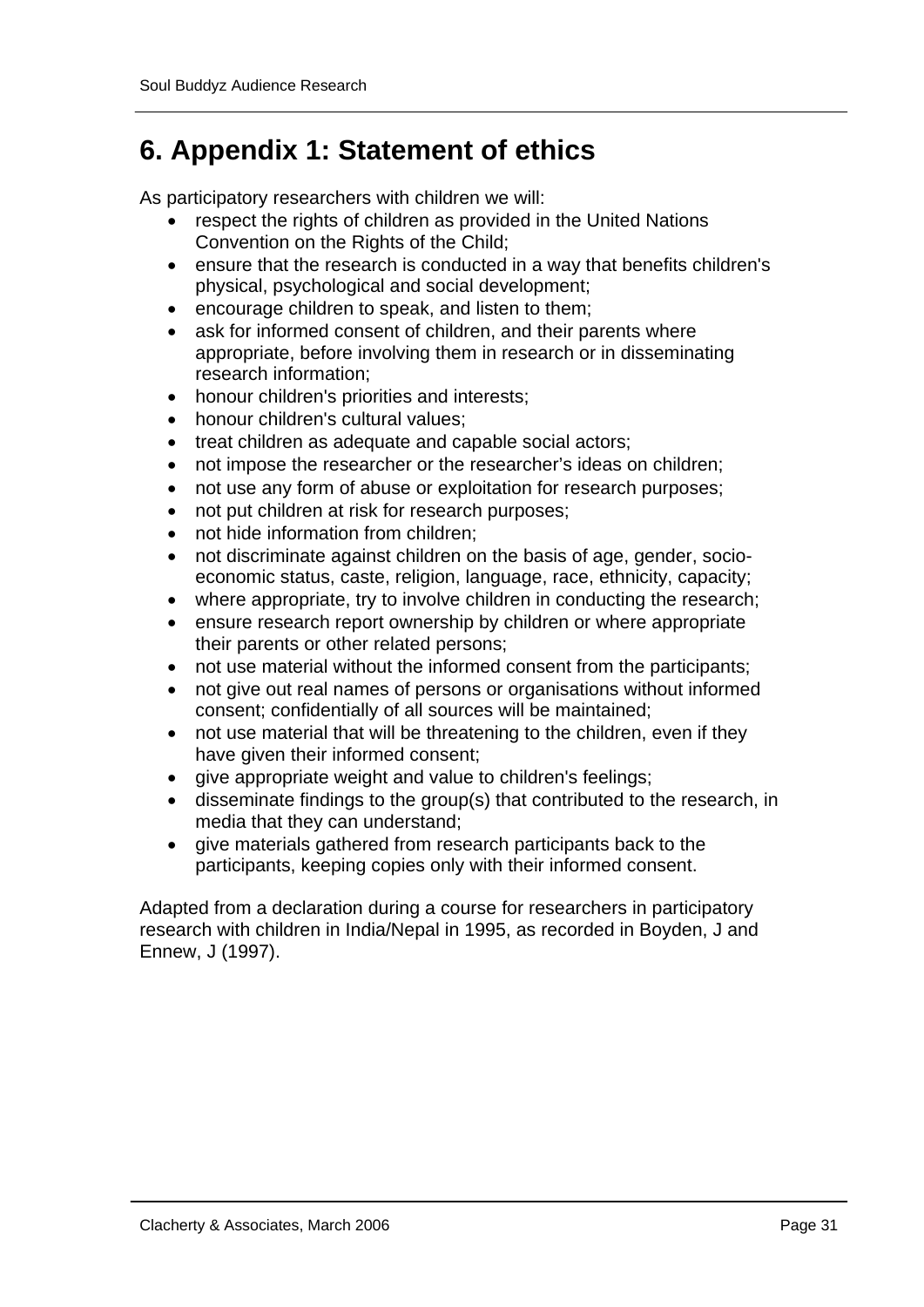# 6. Appendix 1: Statement of ethics

As participatory researchers with children we will:

- respect the rights of children as provided in the United Nations Convention on the Rights of the Child;
- ensure that the research is conducted in a way that benefits children's physical, psychological and social development;
- encourage children to speak, and listen to them;
- ask for informed consent of children, and their parents where appropriate, before involving them in research or in disseminating research information;
- honour children's priorities and interests;
- honour children's cultural values;
- treat children as adequate and capable social actors;
- not impose the researcher or the researcher's ideas on children;
- not use any form of abuse or exploitation for research purposes;
- not put children at risk for research purposes;
- not hide information from children;
- not discriminate against children on the basis of age, gender, socio-economic status, caste, religion, language, race, ethnicity, capacity;
- where appropriate, try to involve children in conducting the research;
- ensure research report ownership by children or where appropriate their parents or other related persons;
- not use material without the informed consent from the participants;
- not give out real names of persons or organisations without informed consent; confidentially of all sources will be maintained;
- not use material that will be threatening to the children, even if they have given their informed consent;
- give appropriate weight and value to children's feelings;
- disseminate findings to the group(s) that contributed to the research, in media that they can understand;
- give materials gathered from research participants back to the participants, keeping copies only with their informed consent.

Adapted from a declaration during a course for researchers in participatory research with children in India/Nepal in 1995, as recorded in Boyden, J and Ennew, J (1997).